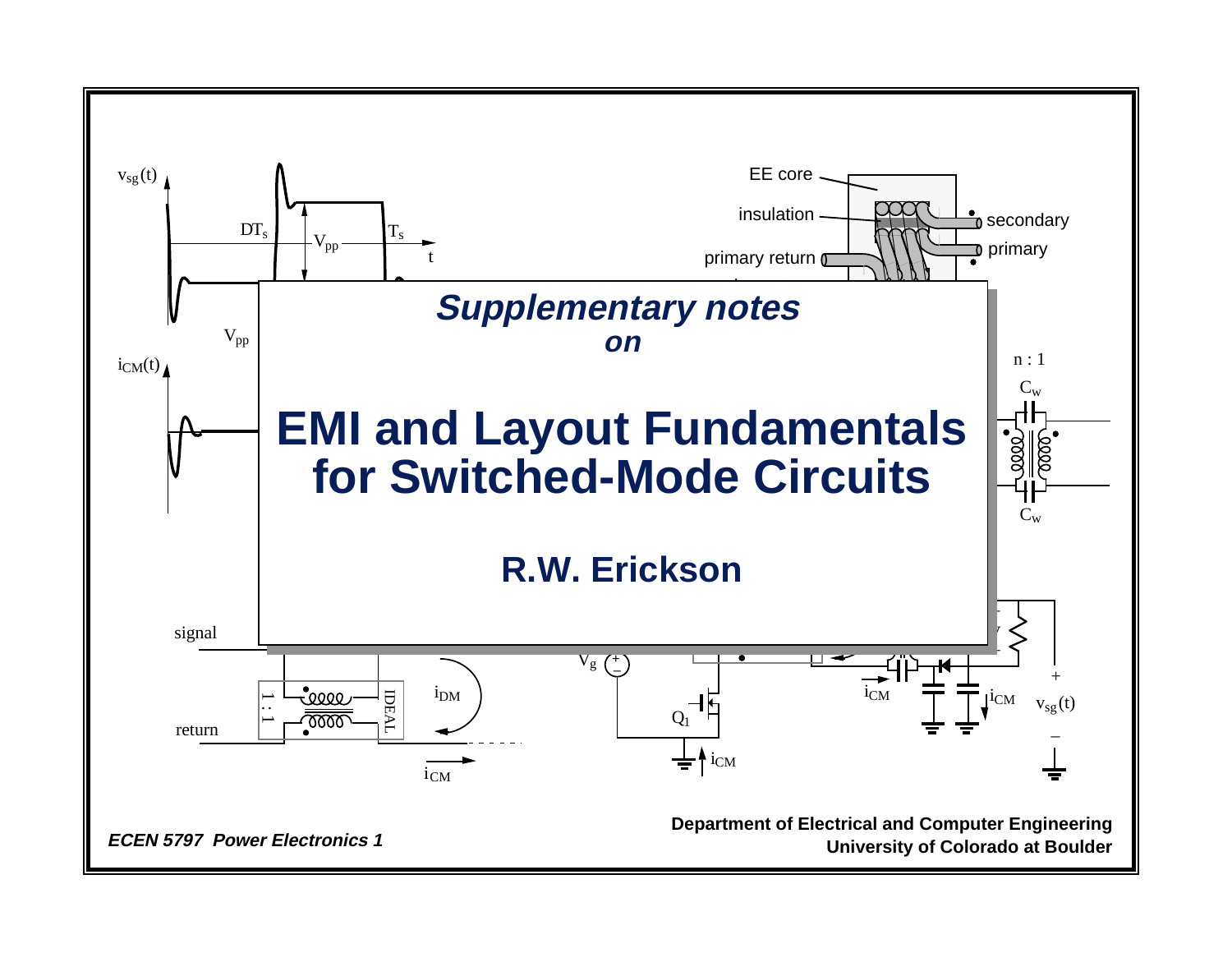# *Supplementary notes on*

# EMI and Layout Fundamentals for Switched-Mode Circuits

## R.W. Erickson

*ECEN 5797 Power Electronics 1*

**Department of Electrical and Computer Engineering**
**University of Colorado at Boulder**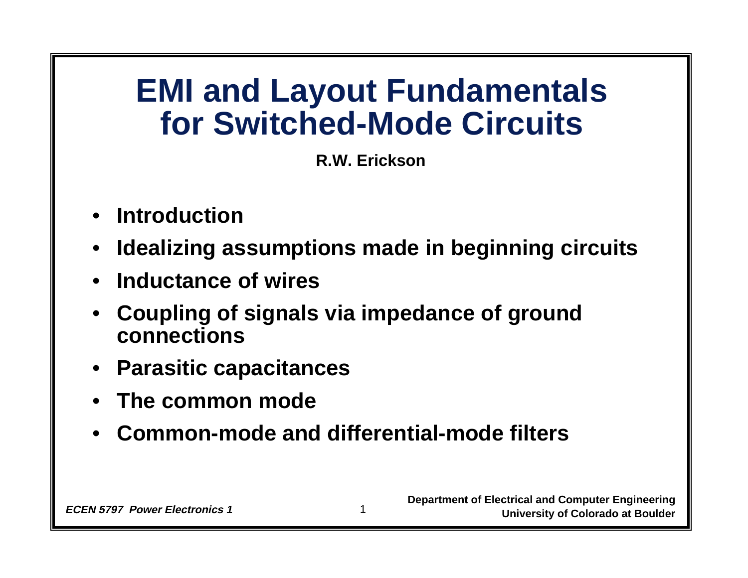# EMI and Layout Fundamentals for Switched-Mode Circuits

**R.W. Erickson**

- **Introduction**
- **Idealizing assumptions made in beginning circuits**
- **Inductance of wires**
- **Coupling of signals via impedance of ground connections**
- **Parasitic capacitances**
- **The common mode**
- **Common-mode and differential-mode filters**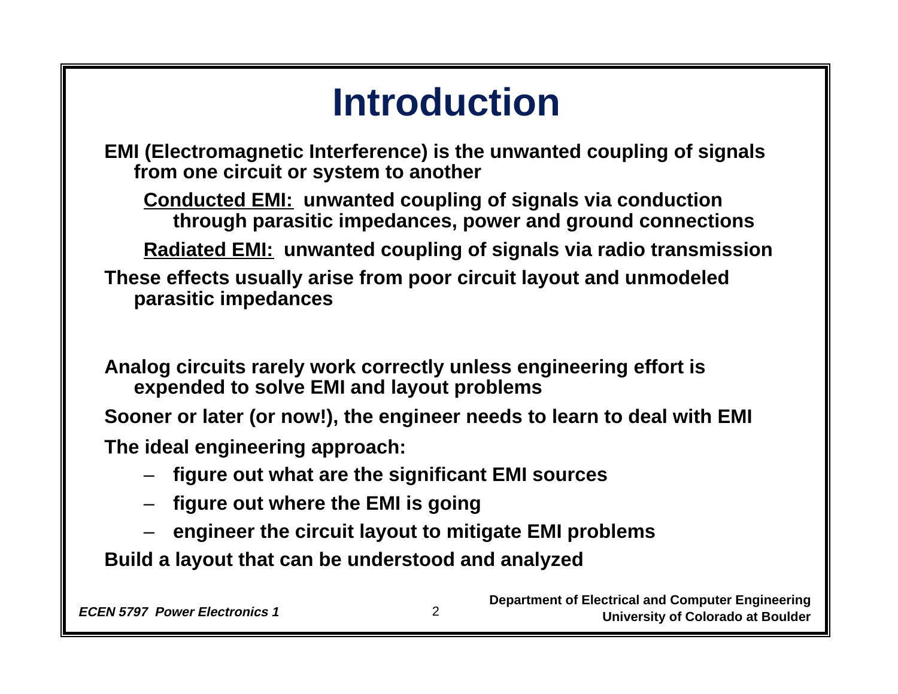# Introduction

**EMI (Electromagnetic Interference) is the unwanted coupling of signals from one circuit or system to another**

**Conducted EMI: unwanted coupling of signals via conduction through parasitic impedances, power and ground connections**

**Radiated EMI: unwanted coupling of signals via radio transmission**

**These effects usually arise from poor circuit layout and unmodeled parasitic impedances**

**Analog circuits rarely work correctly unless engineering effort is expended to solve EMI and layout problems**

**Sooner or later (or now!), the engineer needs to learn to deal with EMI**

**The ideal engineering approach:**

- **figure out what are the significant EMI sources**
- **figure out where the EMI is going**
- **engineer the circuit layout to mitigate EMI problems**

**Build a layout that can be understood and analyzed**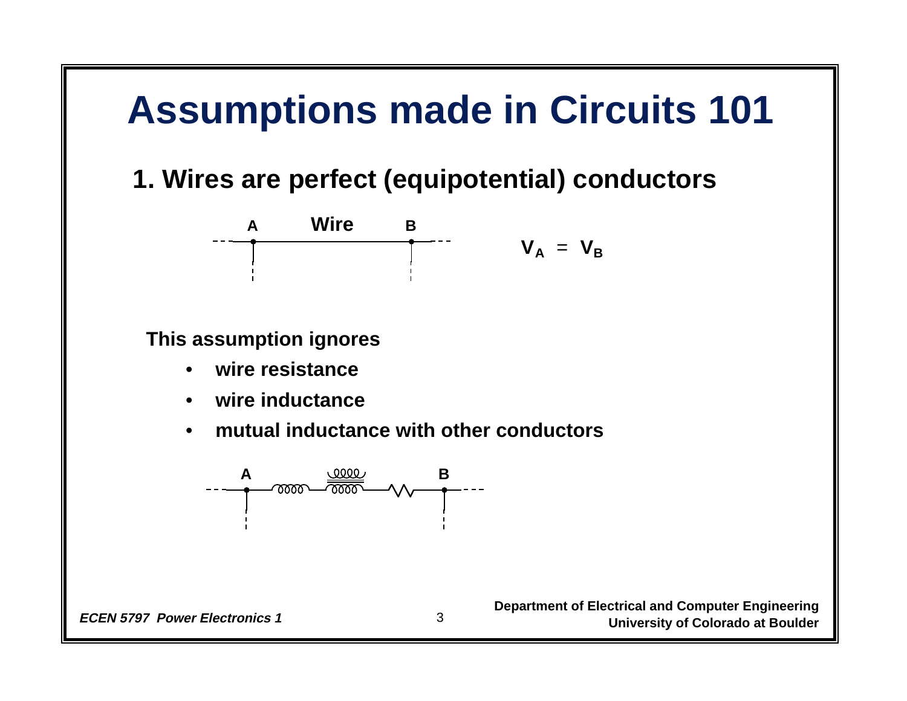# Assumptions made in Circuits 101

## 1. Wires are perfect (equipotential) conductors

A Wire B

$$V_A = V_B$$

**This assumption ignores**

- **wire resistance**
- **wire inductance**
- **mutual inductance with other conductors**

A B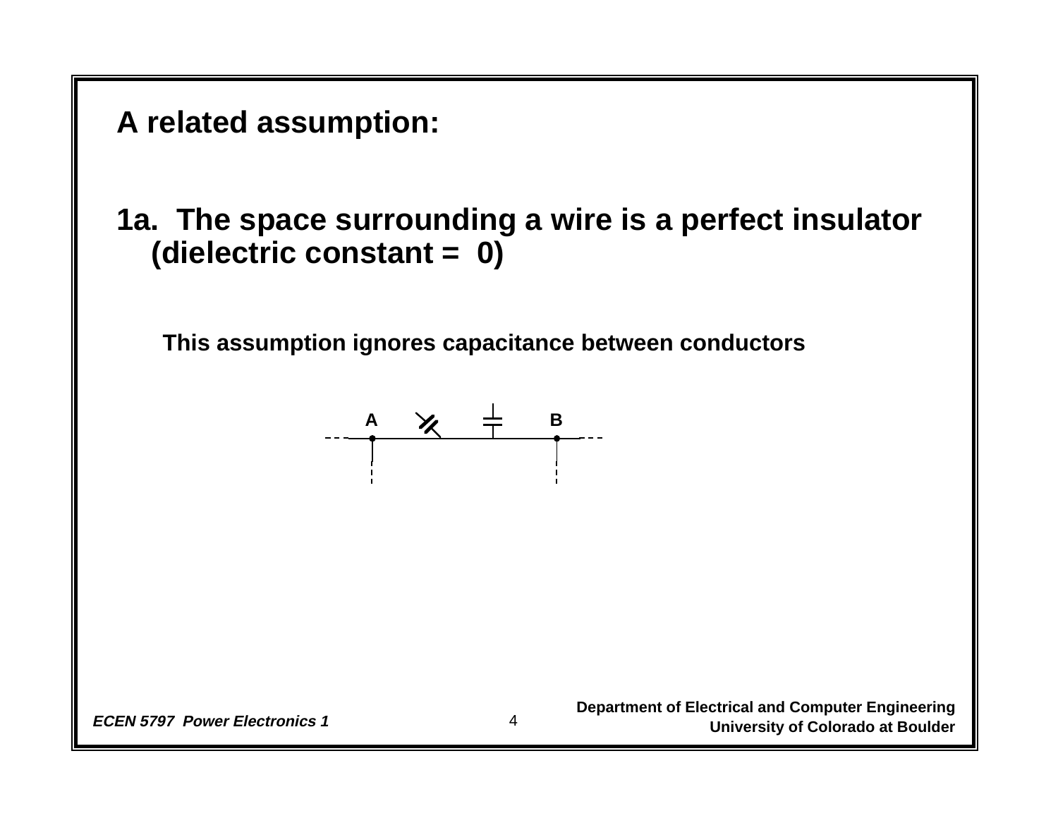## A related assumption:

**1a. The space surrounding a wire is a perfect insulator (dielectric constant = 0)**

**This assumption ignores capacitance between conductors**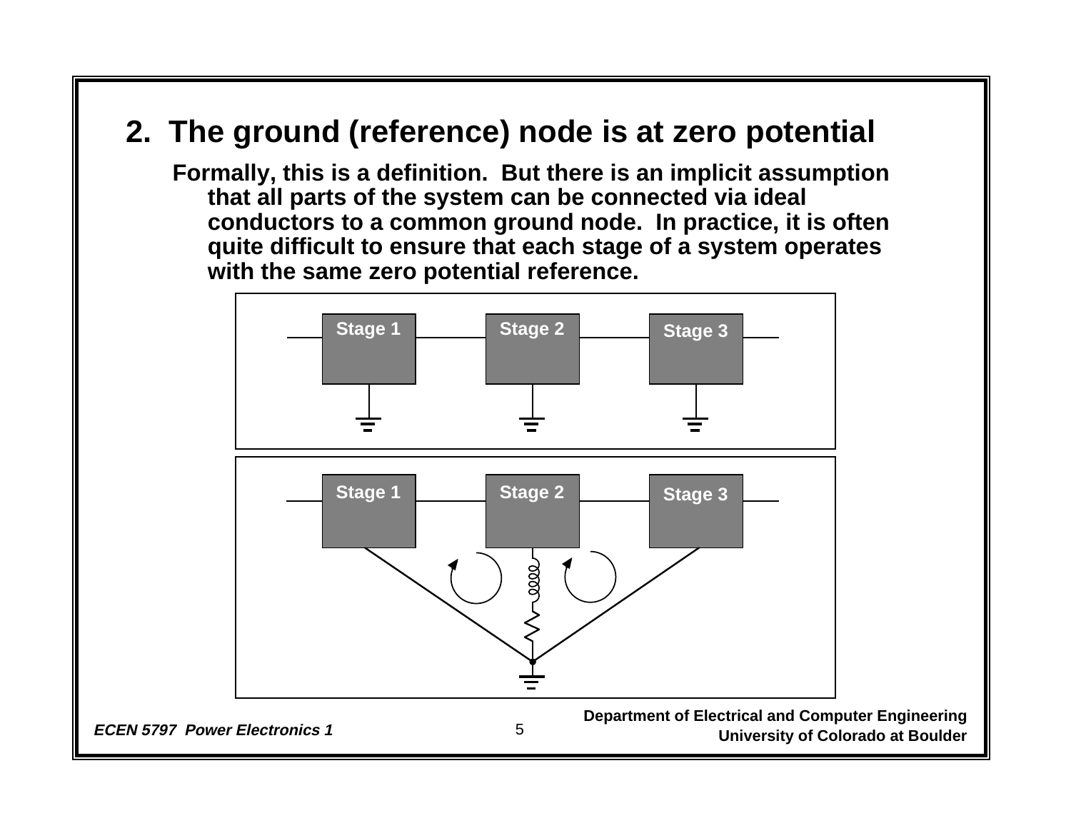## 2. The ground (reference) node is at zero potential

**Formally, this is a definition. But there is an implicit assumption that all parts of the system can be connected via ideal conductors to a common ground node. In practice, it is often quite difficult to ensure that each stage of a system operates with the same zero potential reference.**

Stage 1 Stage 2 Stage 3

Stage 1 Stage 2 Stage 3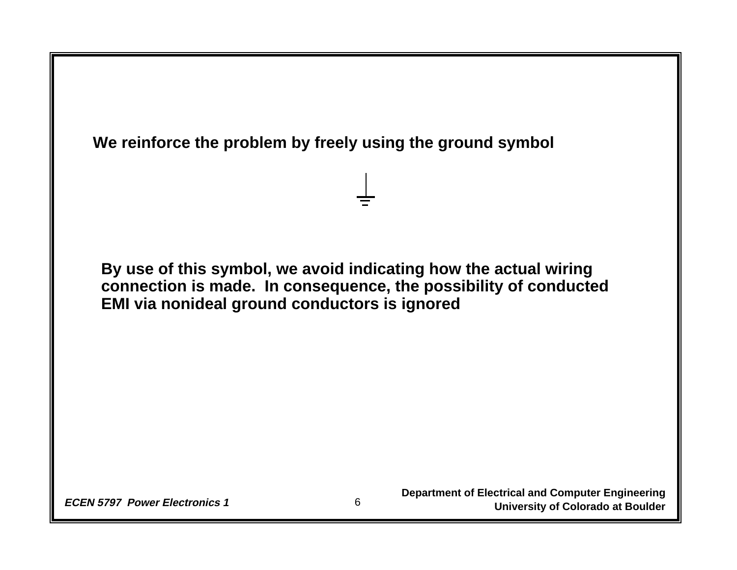**We reinforce the problem by freely using the ground symbol**

**By use of this symbol, we avoid indicating how the actual wiring connection is made. In consequence, the possibility of conducted EMI via nonideal ground conductors is ignored**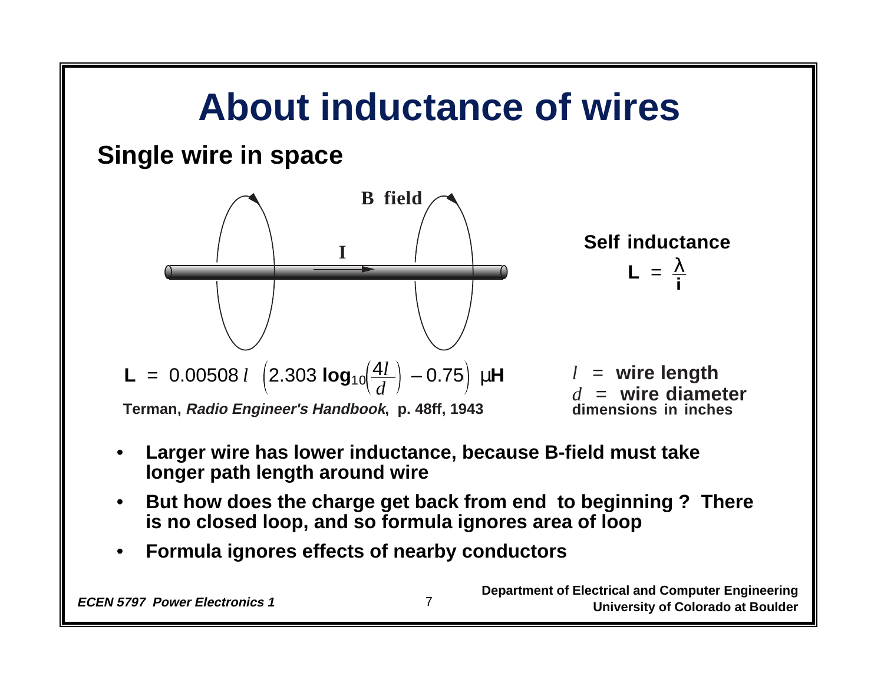# About inductance of wires

## Single wire in space

B field

I

**Self inductance**

$$\mathbf{L} = \frac{\lambda}{\mathbf{i}}$$

$$\mathbf{L} = 0.00508\, l \left(2.303 \, \mathbf{log}_{10}\left(\frac{4l}{d}\right) - 0.75\right) \; \mu\mathbf{H}$$

**Terman, *Radio Engineer's Handbook*, p. 48ff, 1943**

$l$ = **wire length**
$d$ = **wire diameter**
**dimensions in inches**

- **Larger wire has lower inductance, because B-field must take longer path length around wire**
- **But how does the charge get back from end to beginning ? There is no closed loop, and so formula ignores area of loop**
- **Formula ignores effects of nearby conductors**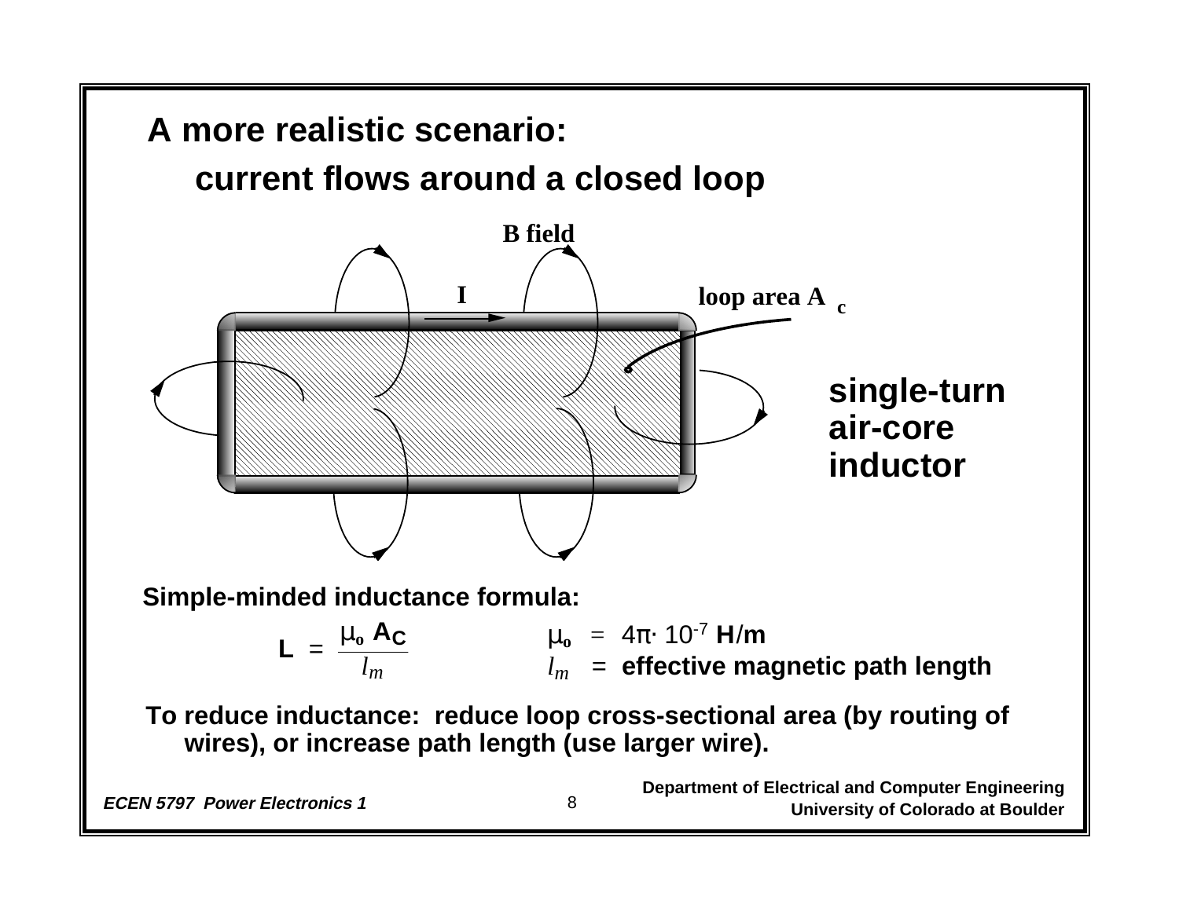# A more realistic scenario:

## current flows around a closed loop

B field

I

loop area $A_c$

single-turn air-core inductor

**Simple-minded inductance formula:**

$$L = \frac{\mu_o A_C}{l_m}$$

$\mu_o = 4\pi \cdot 10^{-7}$ **H/m**

$l_m$ = **effective magnetic path length**

**To reduce inductance: reduce loop cross-sectional area (by routing of wires), or increase path length (use larger wire).**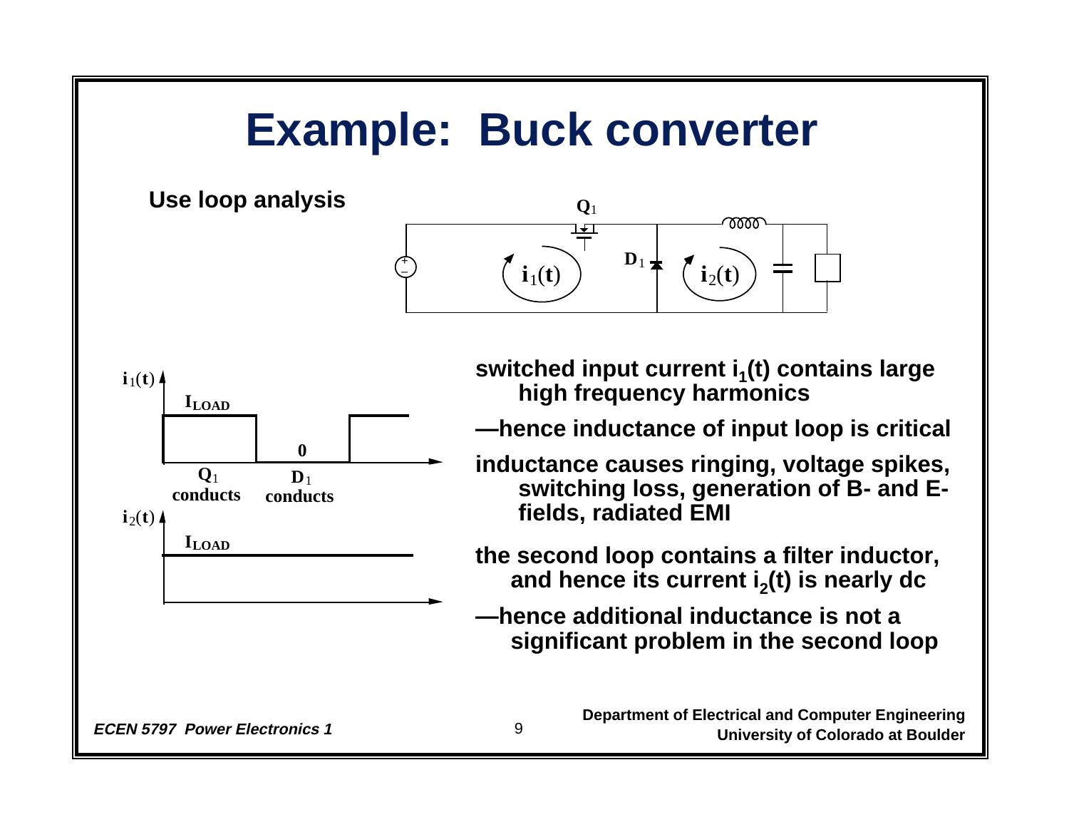# Example: Buck converter

**Use loop analysis**

**switched input current $i_1(t)$ contains large high frequency harmonics**

**—hence inductance of input loop is critical**

**inductance causes ringing, voltage spikes, switching loss, generation of B- and E-fields, radiated EMI**

**the second loop contains a filter inductor, and hence its current $i_2(t)$ is nearly dc**

**—hence additional inductance is not a significant problem in the second loop**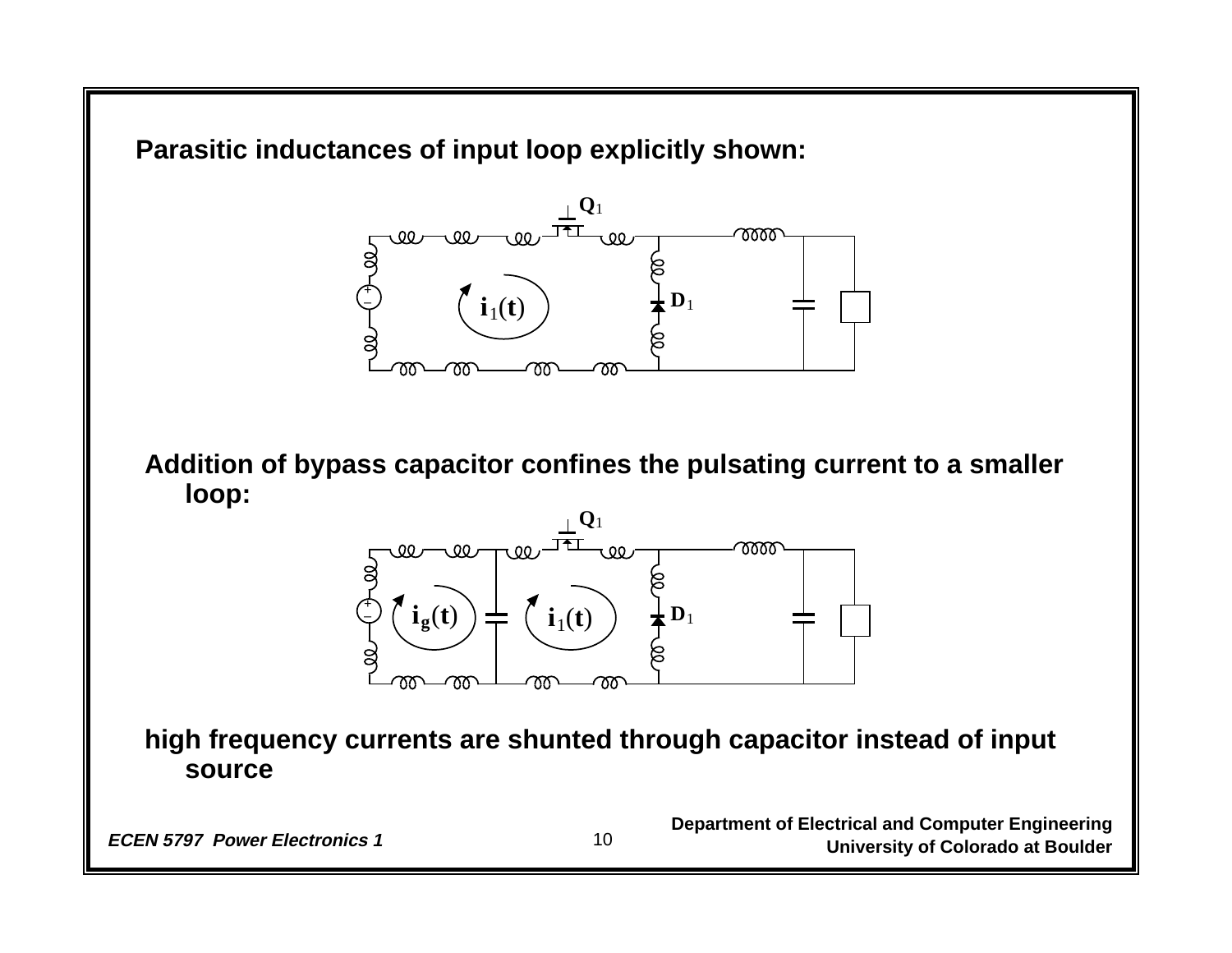**Parasitic inductances of input loop explicitly shown:**

**Addition of bypass capacitor confines the pulsating current to a smaller loop:**

**high frequency currents are shunted through capacitor instead of input source**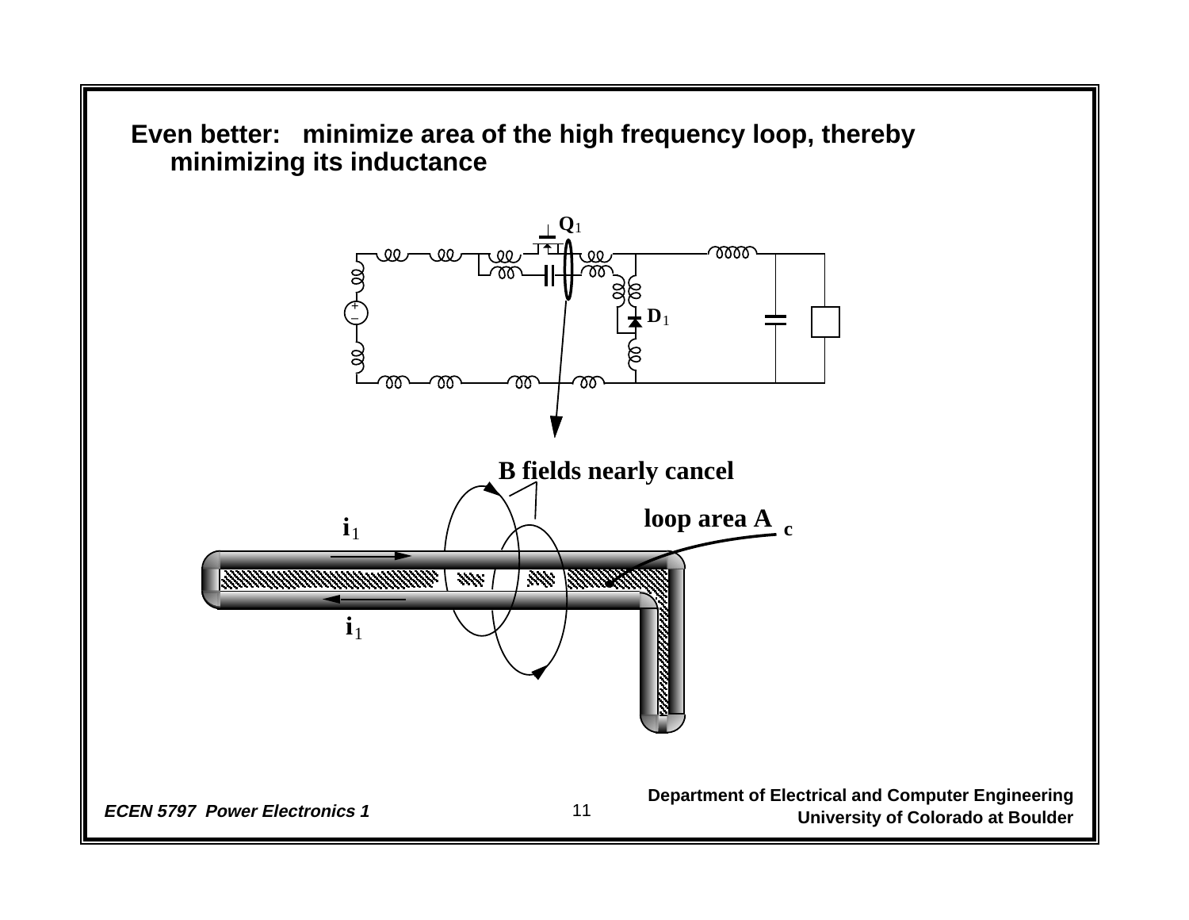**Even better: minimize area of the high frequency loop, thereby minimizing its inductance**

$Q_1$

$D_1$

**B fields nearly cancel**

**loop area $A_c$**

$i_1$

$i_1$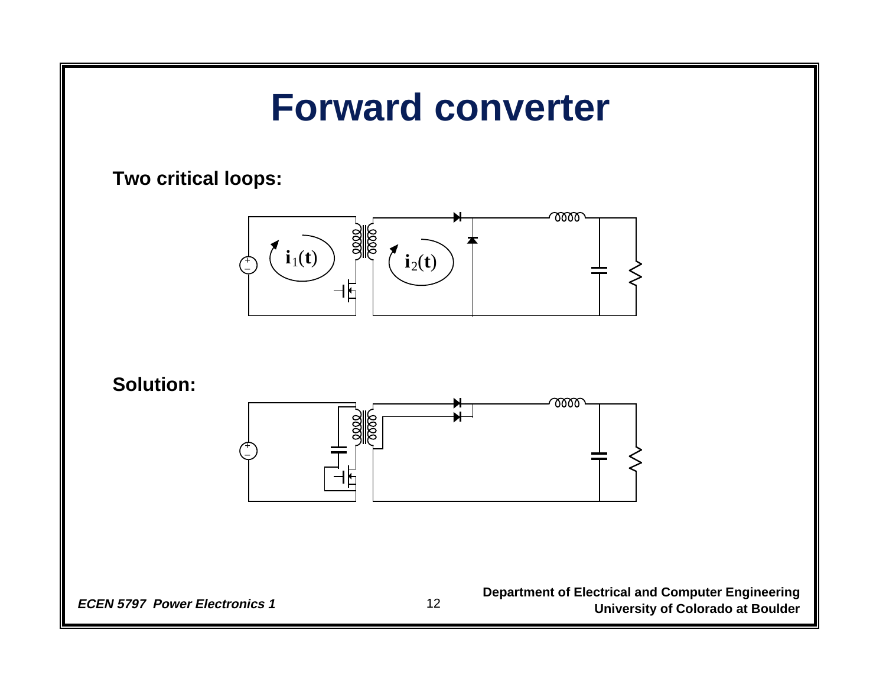# Forward converter

**Two critical loops:**

$\mathbf{i}_1(\mathbf{t})$

$\mathbf{i}_2(\mathbf{t})$

**Solution:**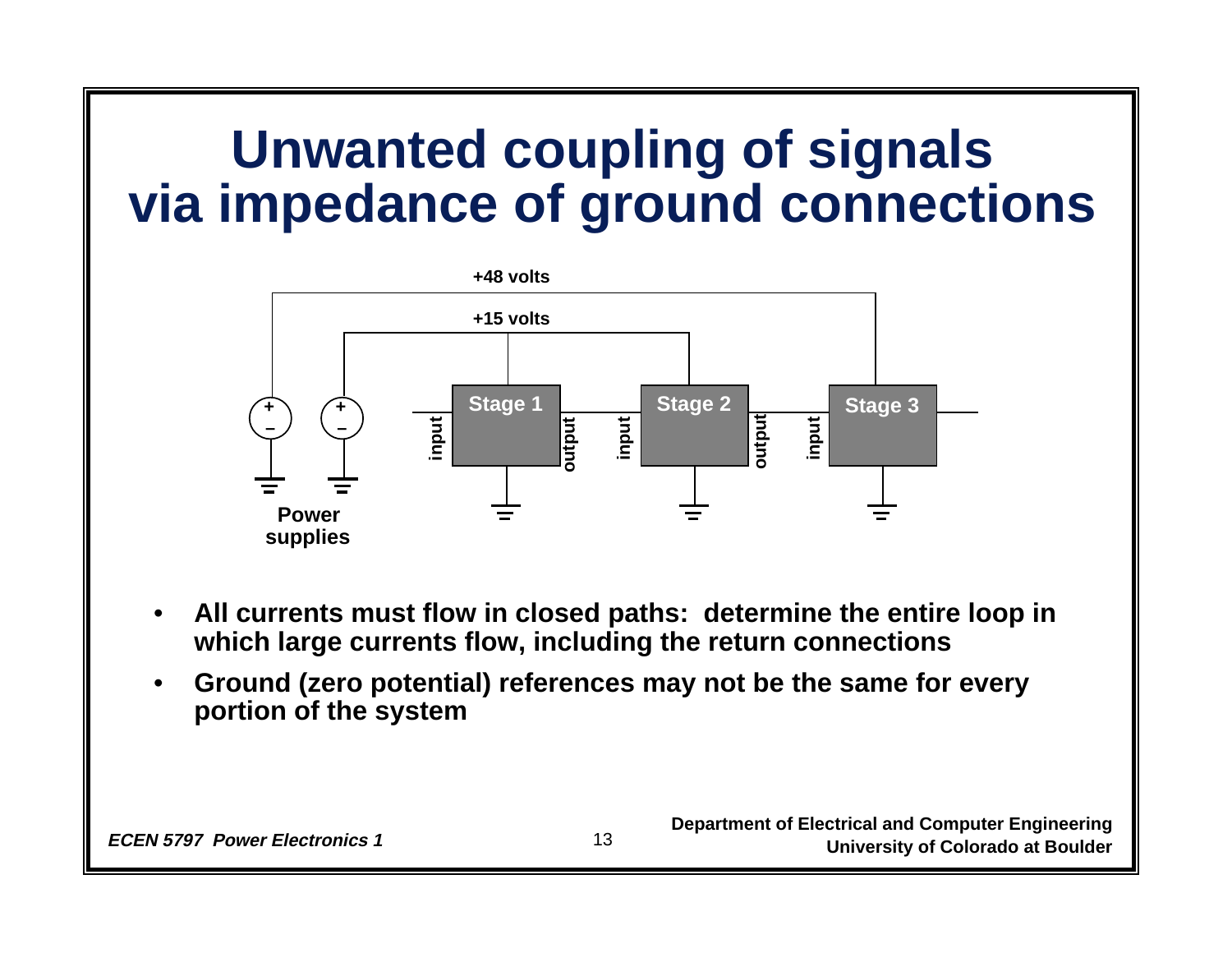# Unwanted coupling of signals via impedance of ground connections

- All currents must flow in closed paths: determine the entire loop in which large currents flow, including the return connections
- Ground (zero potential) references may not be the same for every portion of the system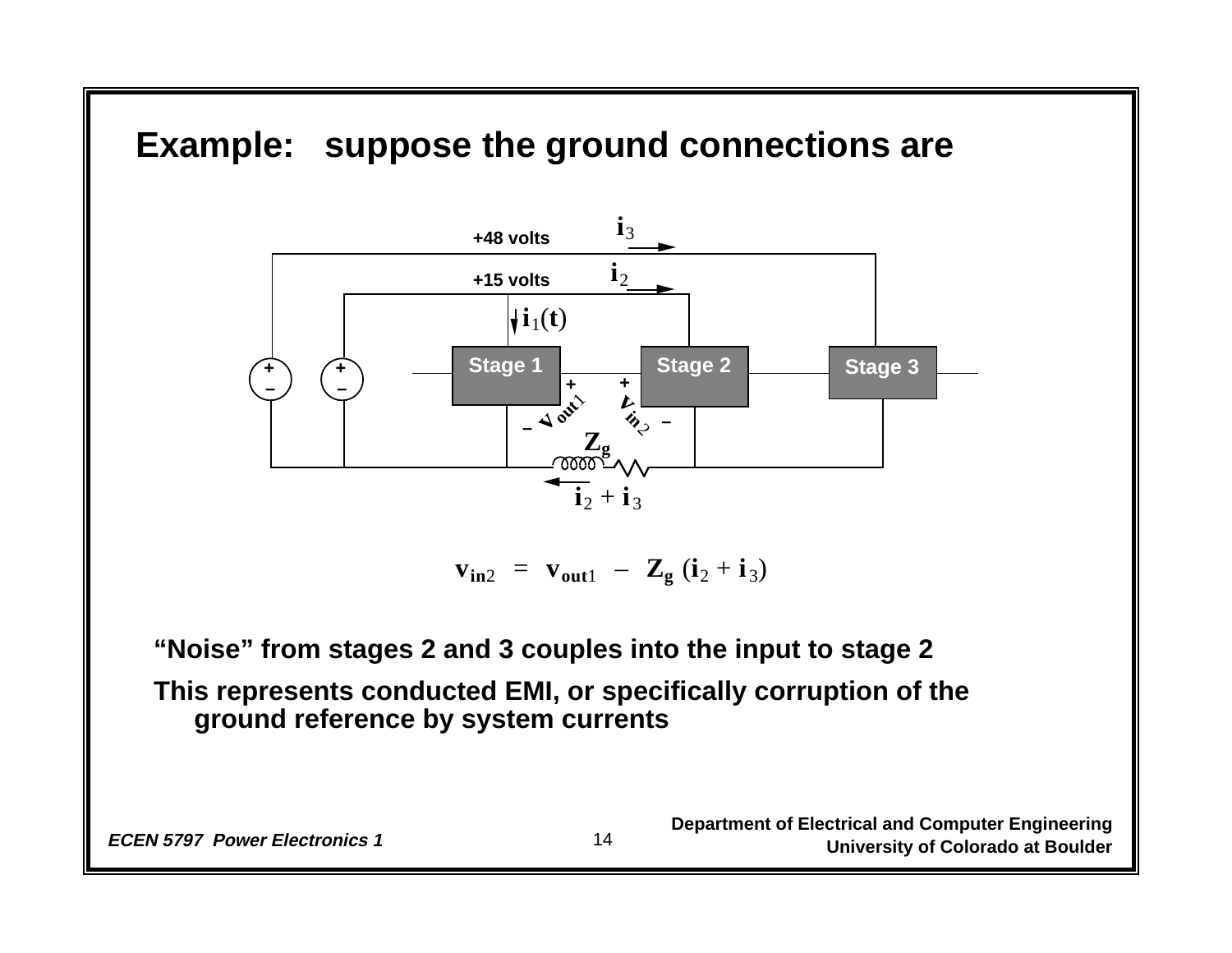# Example: suppose the ground connections are

$$v_{in2} = v_{out1} - Z_g\,(i_2 + i_3)$$

**"Noise" from stages 2 and 3 couples into the input to stage 2**

**This represents conducted EMI, or specifically corruption of the ground reference by system currents**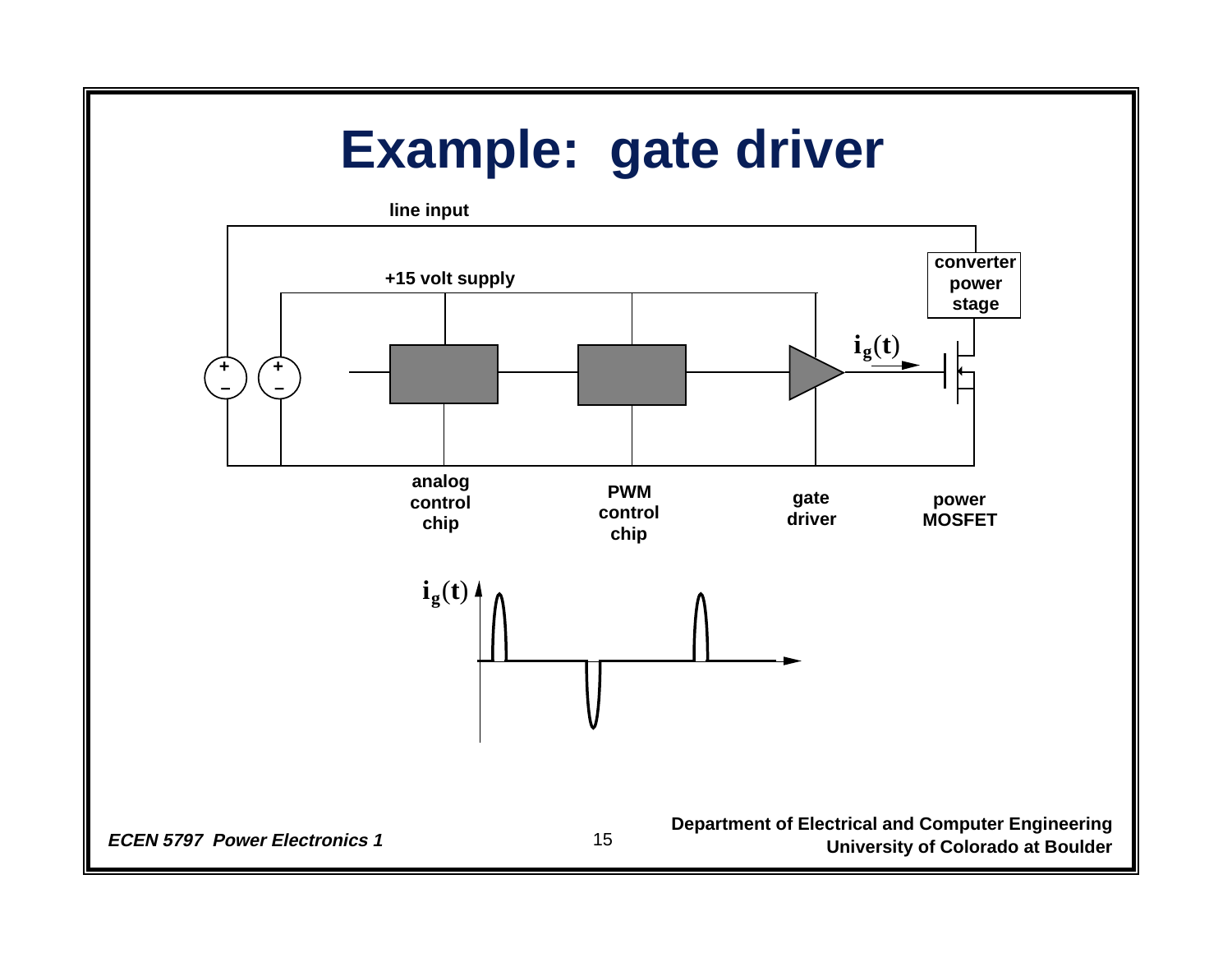# Example: gate driver

line input

+15 volt supply

converter power stage

$i_g(t)$

analog control chip

PWM control chip

gate driver

power MOSFET

$i_g(t)$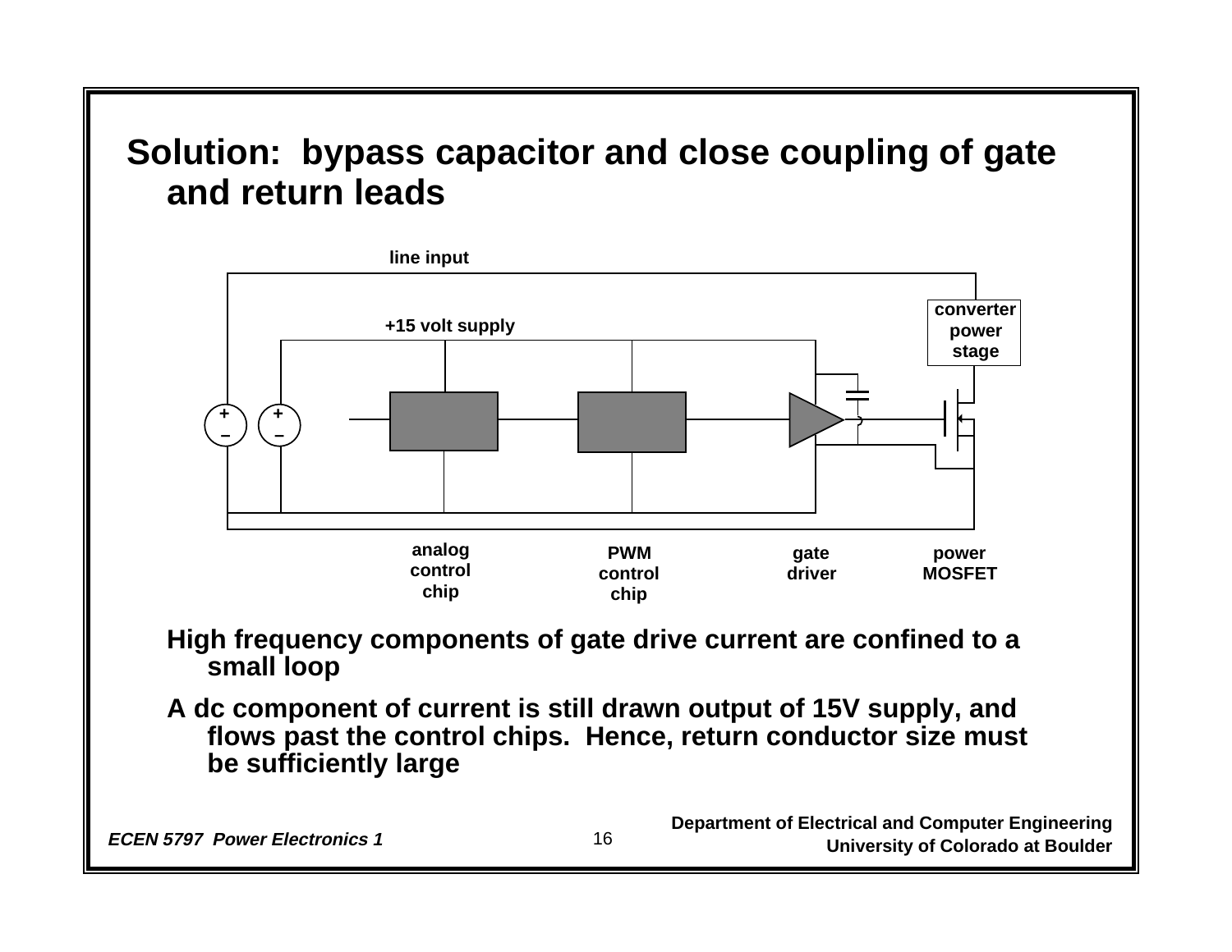# Solution: bypass capacitor and close coupling of gate and return leads

line input

+15 volt supply

converter power stage

analog control chip

PWM control chip

gate driver

power MOSFET

**High frequency components of gate drive current are confined to a small loop**

**A dc component of current is still drawn output of 15V supply, and flows past the control chips. Hence, return conductor size must be sufficiently large**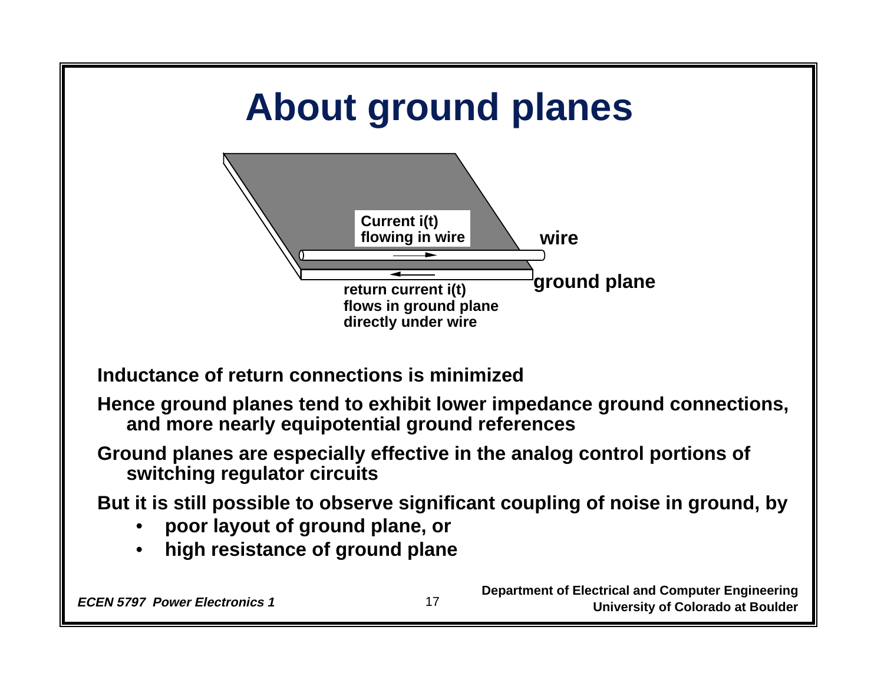# About ground planes

Current i(t) flowing in wire

wire

ground plane

return current i(t) flows in ground plane directly under wire

**Inductance of return connections is minimized**

**Hence ground planes tend to exhibit lower impedance ground connections, and more nearly equipotential ground references**

**Ground planes are especially effective in the analog control portions of switching regulator circuits**

**But it is still possible to observe significant coupling of noise in ground, by**

- **poor layout of ground plane, or**
- **high resistance of ground plane**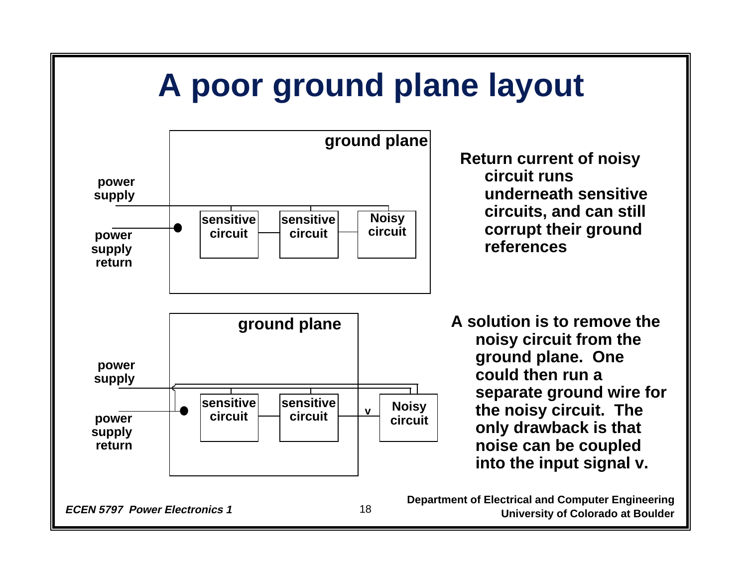# A poor ground plane layout

ground plane

power supply

power supply return

sensitive circuit

sensitive circuit

Noisy circuit

Return current of noisy circuit runs underneath sensitive circuits, and can still corrupt their ground references

ground plane

power supply

power supply return

sensitive circuit

sensitive circuit

v

Noisy circuit

A solution is to remove the noisy circuit from the ground plane. One could then run a separate ground wire for the noisy circuit. The only drawback is that noise can be coupled into the input signal v.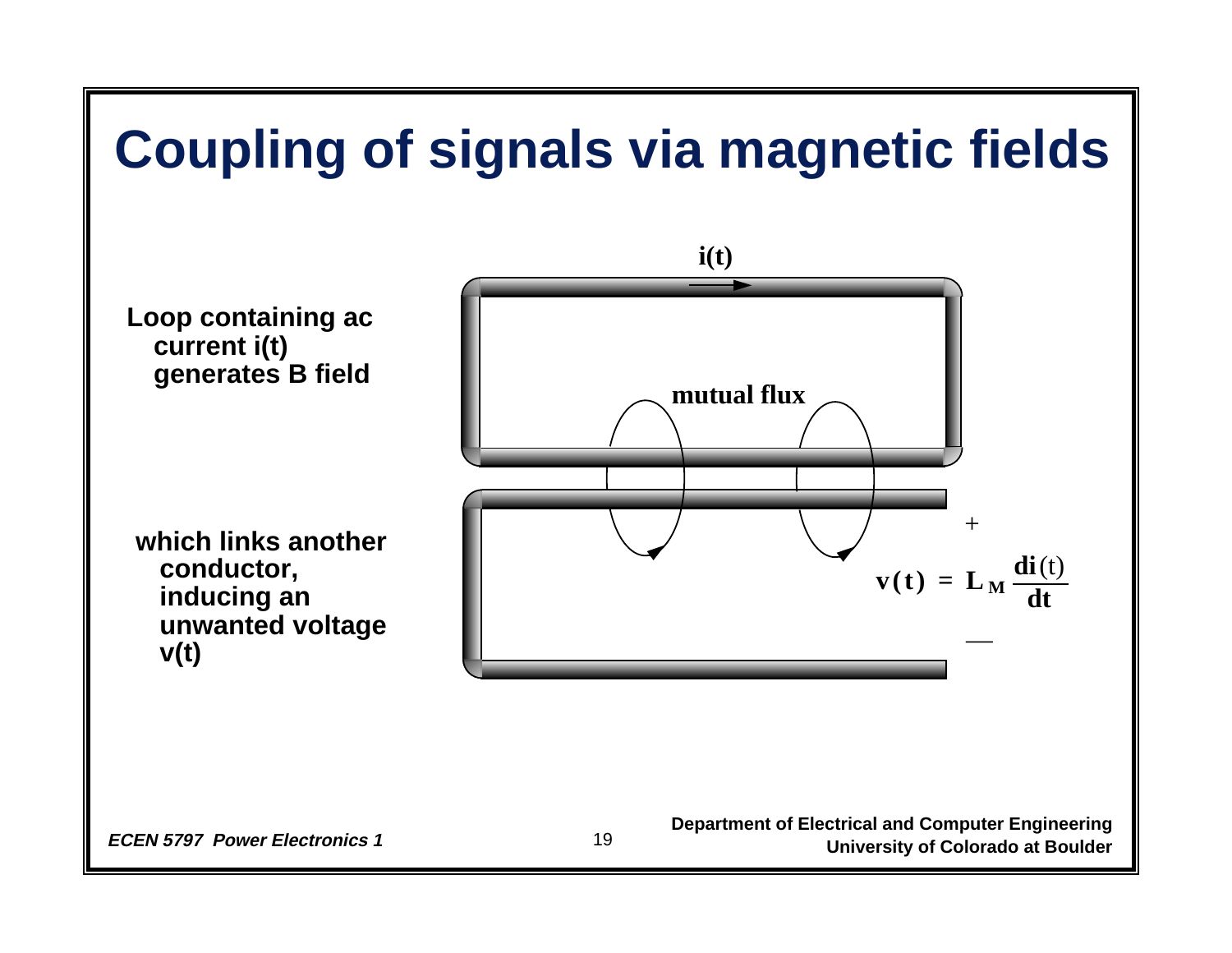# Coupling of signals via magnetic fields

**Loop containing ac current i(t) generates B field**

**which links another conductor, inducing an unwanted voltage v(t)**

i(t)

mutual flux

$$v(t) = L_M \frac{di(t)}{dt}$$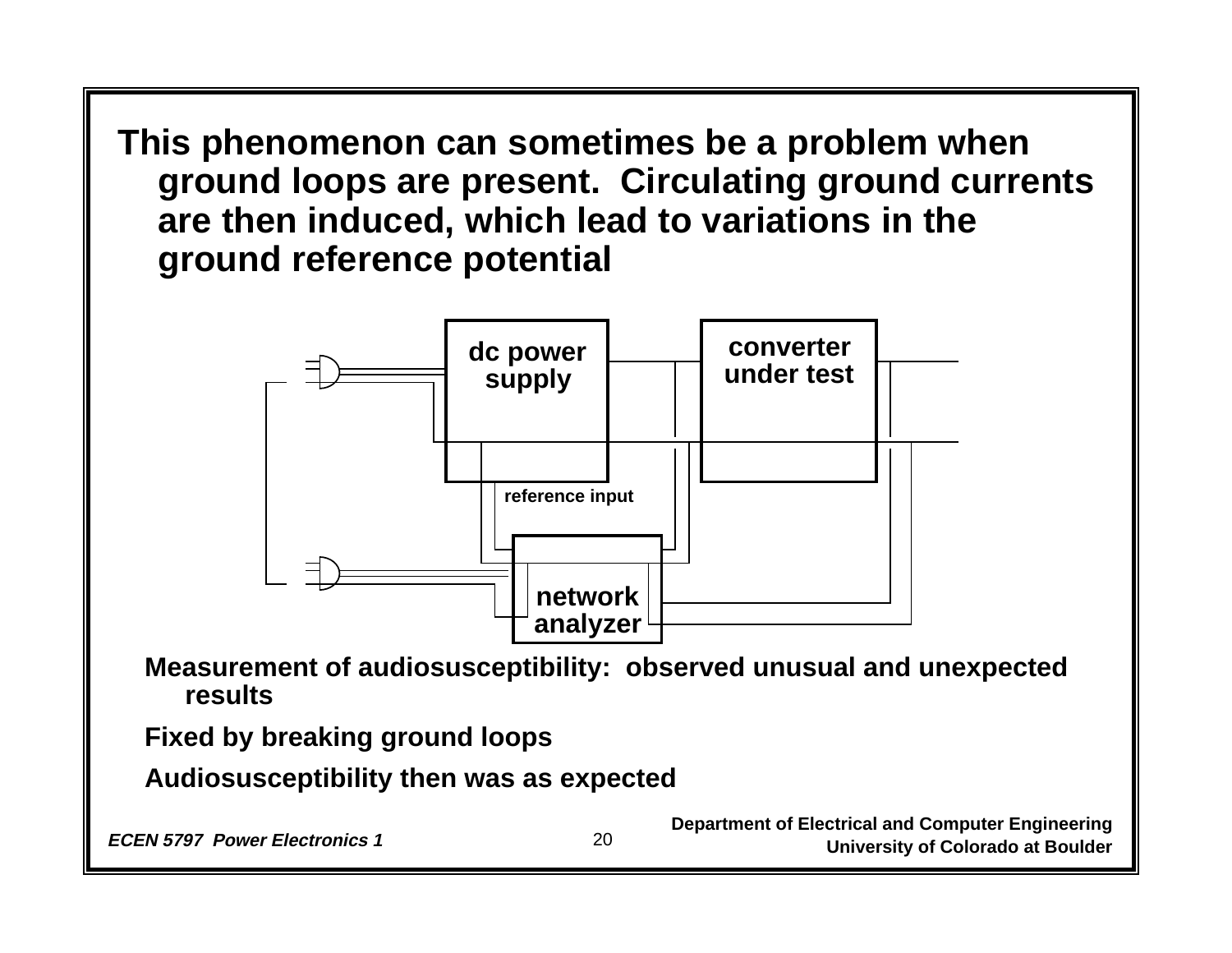This phenomenon can sometimes be a problem when ground loops are present. Circulating ground currents are then induced, which lead to variations in the ground reference potential

dc power supply

converter under test

reference input

network analyzer

- Measurement of audiosusceptibility: observed unusual and unexpected results
- Fixed by breaking ground loops
- Audiosusceptibility then was as expected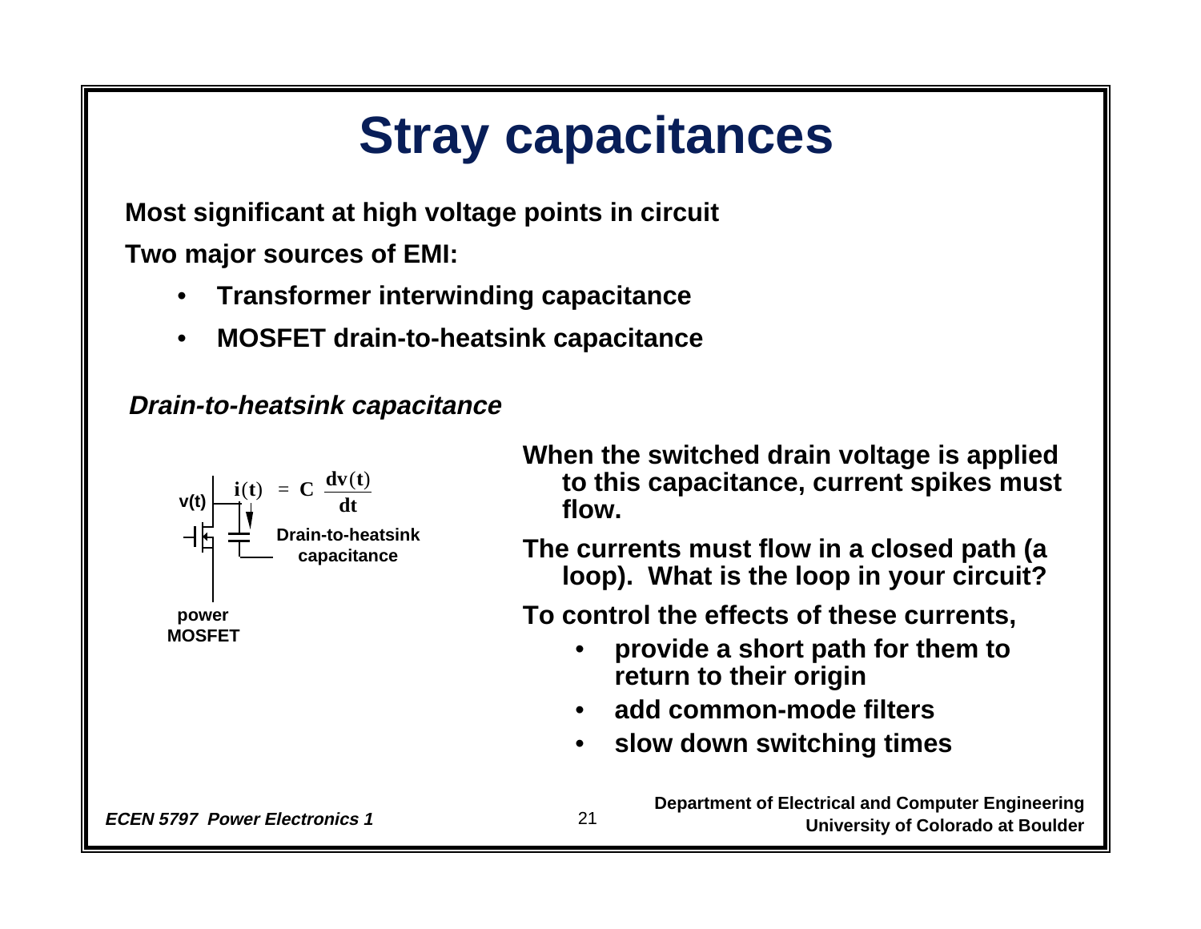# Stray capacitances

**Most significant at high voltage points in circuit**

**Two major sources of EMI:**

- **Transformer interwinding capacitance**
- **MOSFET drain-to-heatsink capacitance**

***Drain-to-heatsink capacitance***

v(t)

$$i(t) = C \frac{dv(t)}{dt}$$

Drain-to-heatsink capacitance

power MOSFET

**When the switched drain voltage is applied to this capacitance, current spikes must flow.**

**The currents must flow in a closed path (a loop). What is the loop in your circuit?**

**To control the effects of these currents,**

- **provide a short path for them to return to their origin**
- **add common-mode filters**
- **slow down switching times**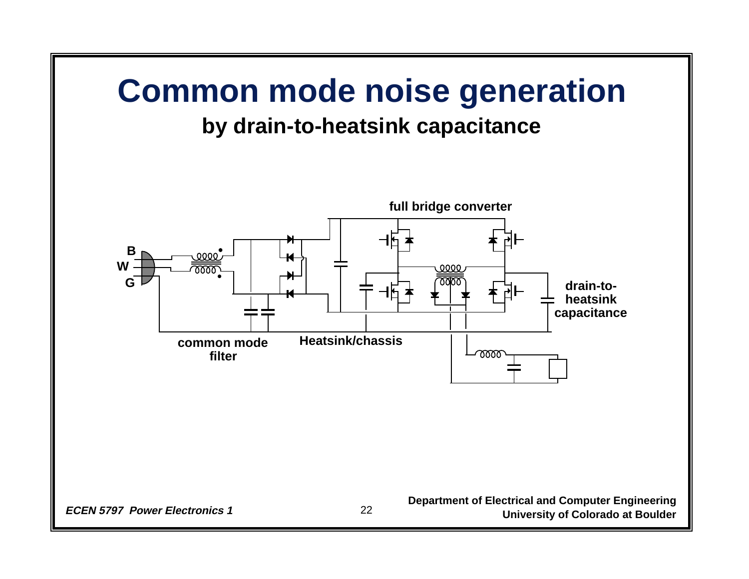# Common mode noise generation

## by drain-to-heatsink capacitance

full bridge converter

B

W

G

drain-to-heatsink capacitance

common mode filter

Heatsink/chassis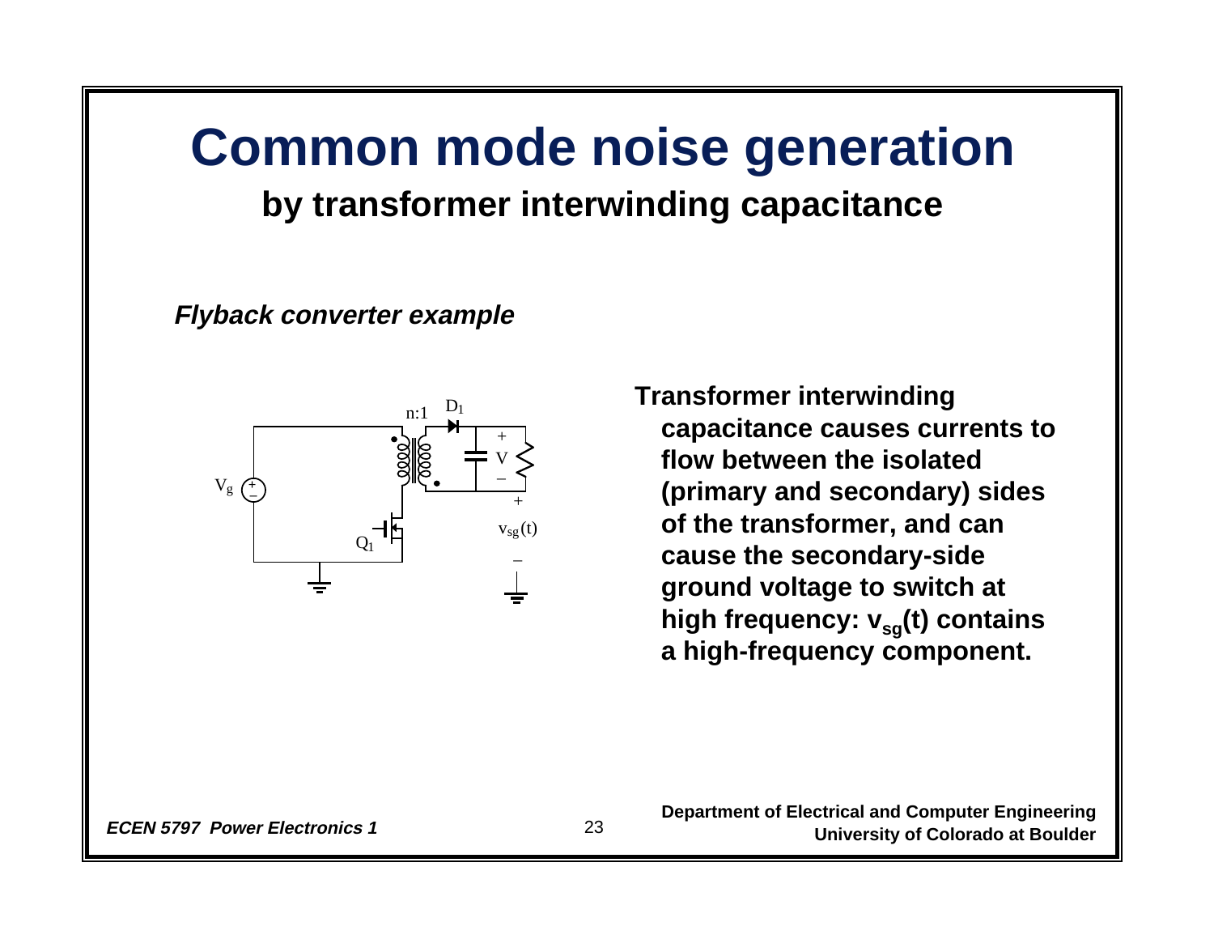# Common mode noise generation

## by transformer interwinding capacitance

***Flyback converter example***

**Transformer interwinding capacitance causes currents to flow between the isolated (primary and secondary) sides of the transformer, and can cause the secondary-side ground voltage to switch at high frequency: $v_{sg}(t)$ contains a high-frequency component.**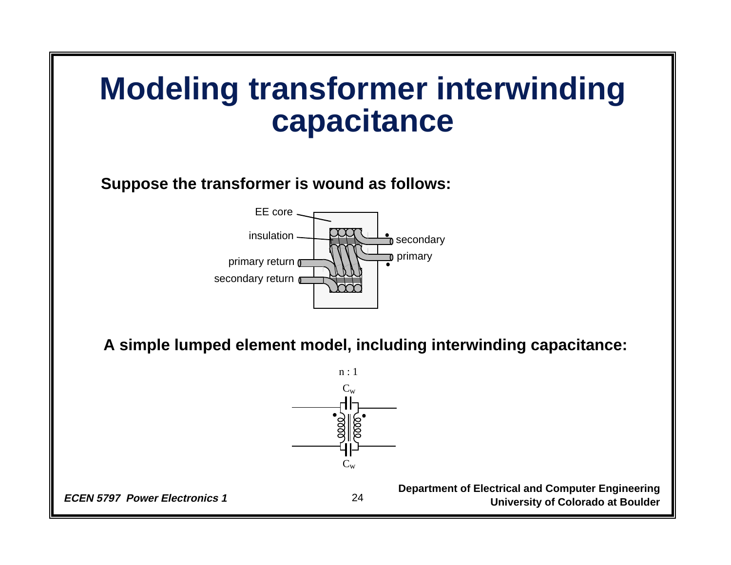# Modeling transformer interwinding capacitance

**Suppose the transformer is wound as follows:**

**A simple lumped element model, including interwinding capacitance:**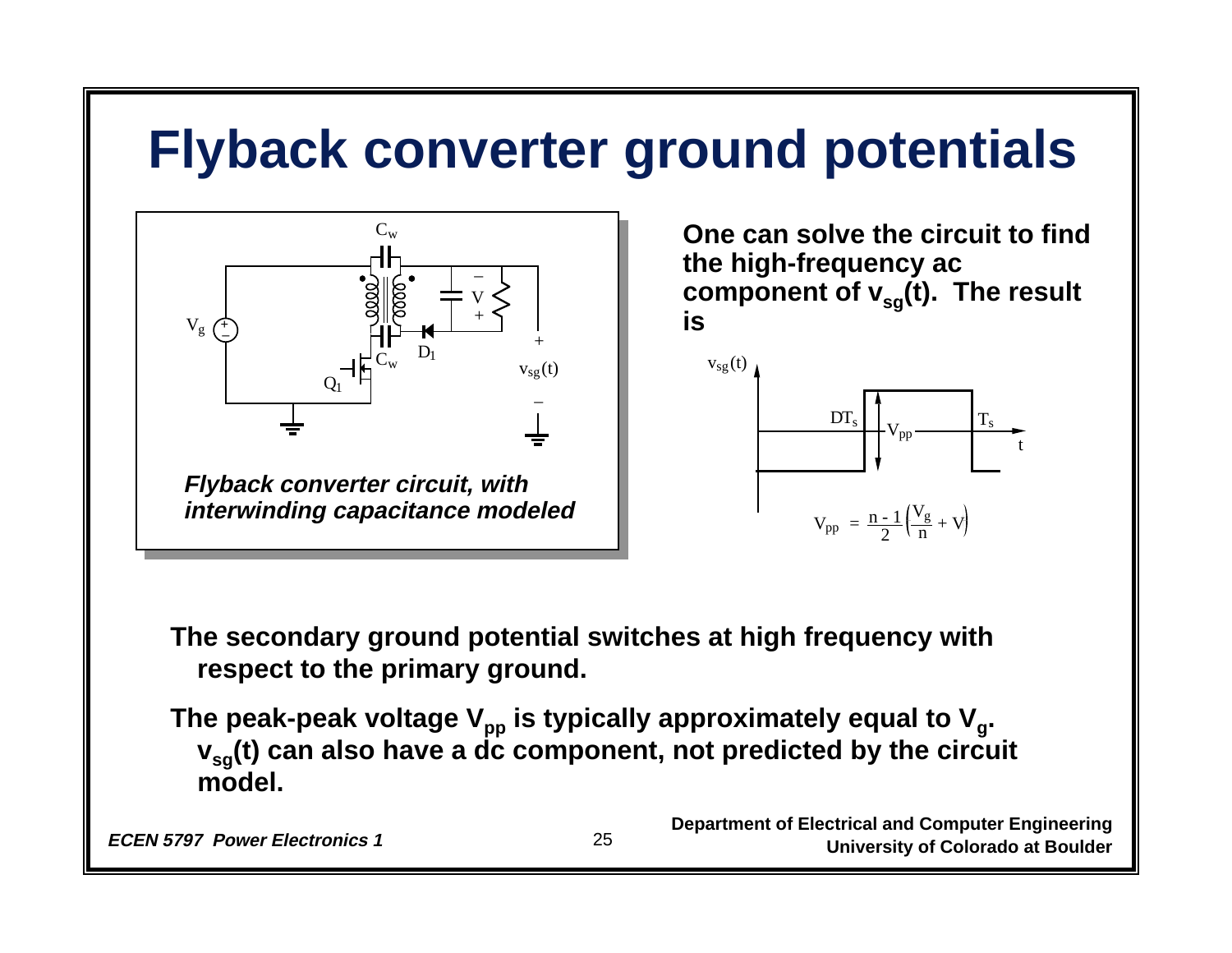# Flyback converter ground potentials

*Flyback converter circuit, with interwinding capacitance modeled*

**One can solve the circuit to find the high-frequency ac component of $v_{sg}(t)$. The result is**

$$V_{pp} = \frac{n-1}{2}\left(\frac{V_g}{n} + V\right)$$

**The secondary ground potential switches at high frequency with respect to the primary ground.**

**The peak-peak voltage $V_{pp}$ is typically approximately equal to $V_g$. $v_{sg}(t)$ can also have a dc component, not predicted by the circuit model.**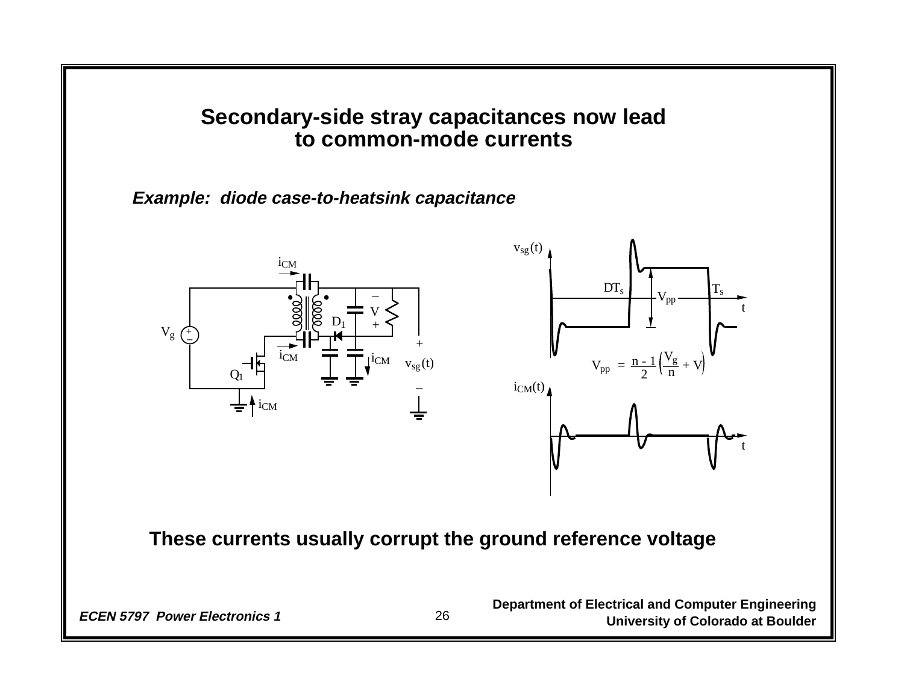# Secondary-side stray capacitances now lead to common-mode currents

***Example: diode case-to-heatsink capacitance***

$$V_{pp} = \frac{n-1}{2}\left(\frac{V_g}{n} + V\right)$$

**These currents usually corrupt the ground reference voltage**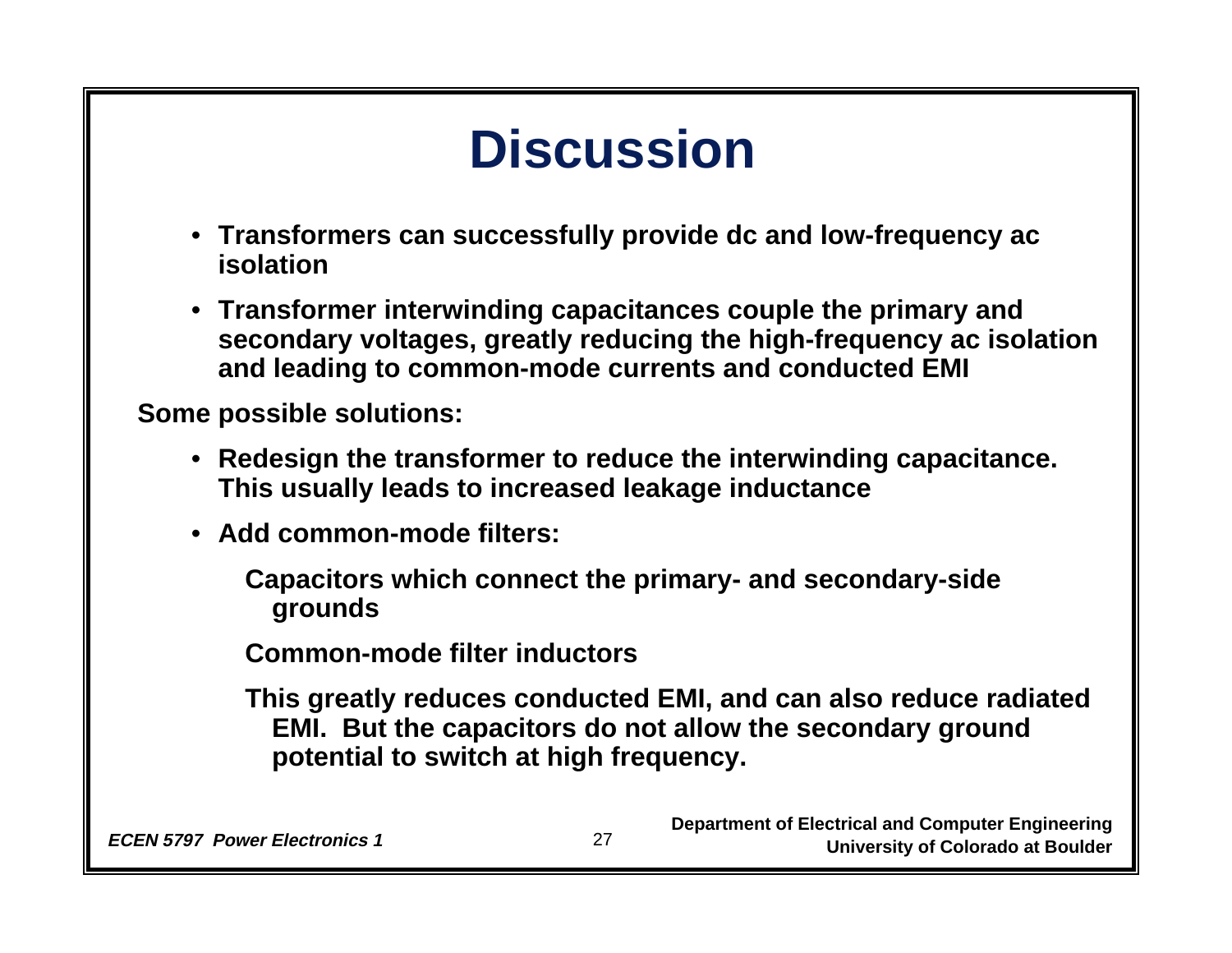# Discussion

- Transformers can successfully provide dc and low-frequency ac isolation
- Transformer interwinding capacitances couple the primary and secondary voltages, greatly reducing the high-frequency ac isolation and leading to common-mode currents and conducted EMI

Some possible solutions:

- Redesign the transformer to reduce the interwinding capacitance. This usually leads to increased leakage inductance
- Add common-mode filters:

  Capacitors which connect the primary- and secondary-side grounds

  Common-mode filter inductors

  This greatly reduces conducted EMI, and can also reduce radiated EMI. But the capacitors do not allow the secondary ground potential to switch at high frequency.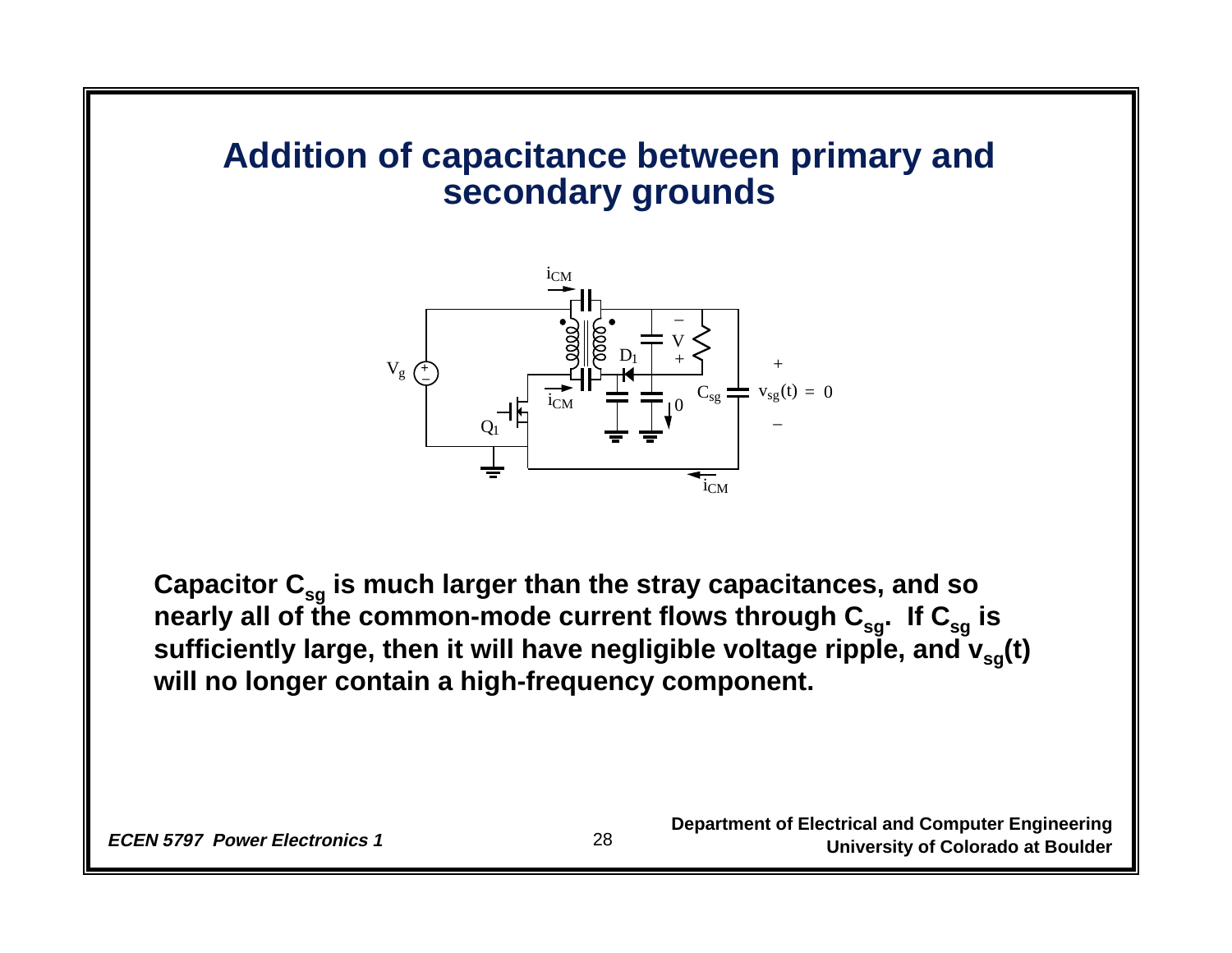# Addition of capacitance between primary and secondary grounds

**Capacitor $C_{sg}$ is much larger than the stray capacitances, and so nearly all of the common-mode current flows through $C_{sg}$. If $C_{sg}$ is sufficiently large, then it will have negligible voltage ripple, and $v_{sg}(t)$ will no longer contain a high-frequency component.**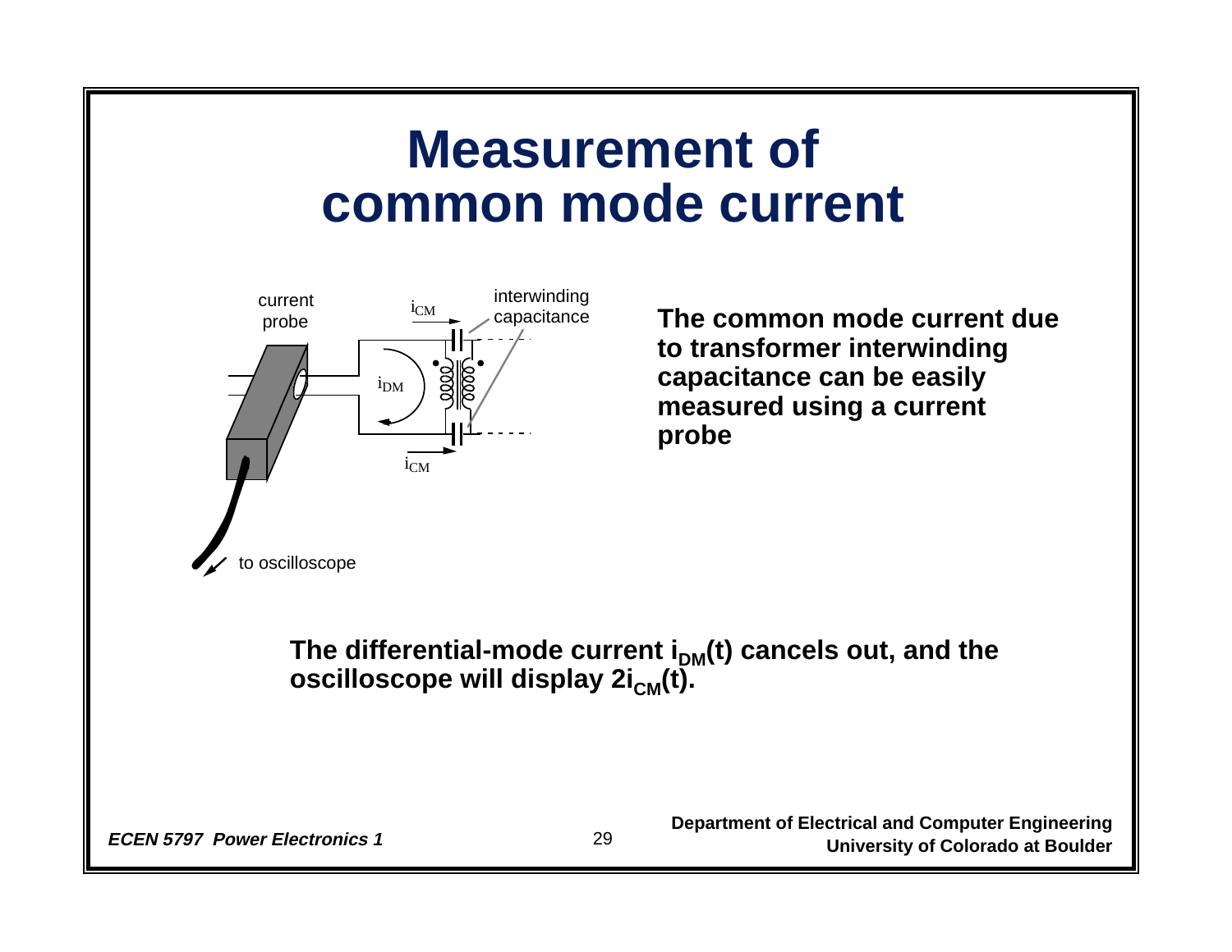# Measurement of common mode current

current probe

$i_{CM}$

interwinding capacitance

$i_{DM}$

$i_{CM}$

to oscilloscope

**The common mode current due to transformer interwinding capacitance can be easily measured using a current probe**

**The differential-mode current $i_{DM}(t)$ cancels out, and the oscilloscope will display $2i_{CM}(t)$.**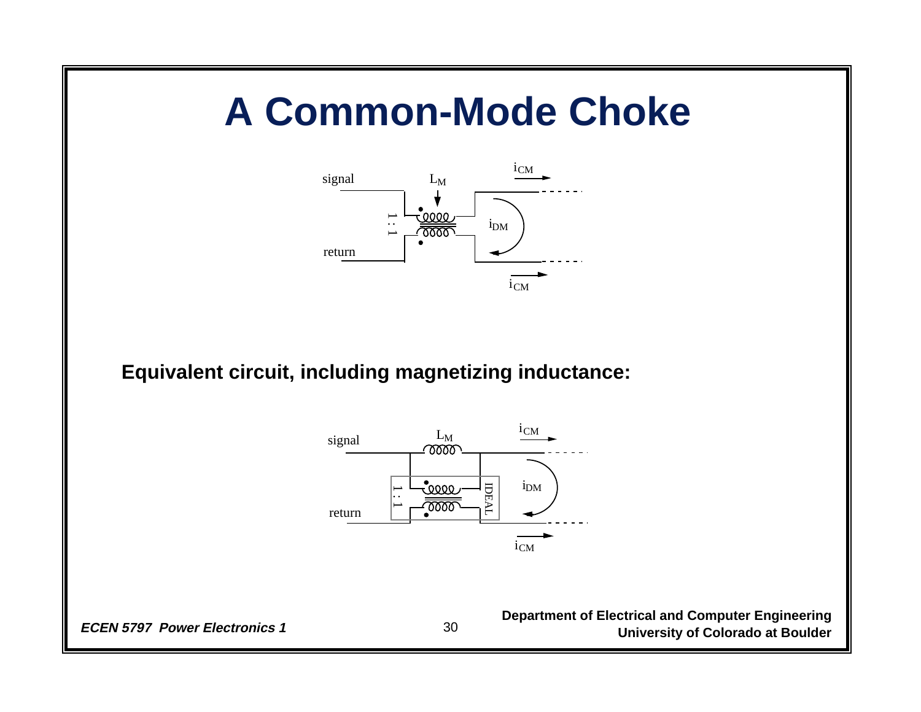# A Common-Mode Choke

**Equivalent circuit, including magnetizing inductance:**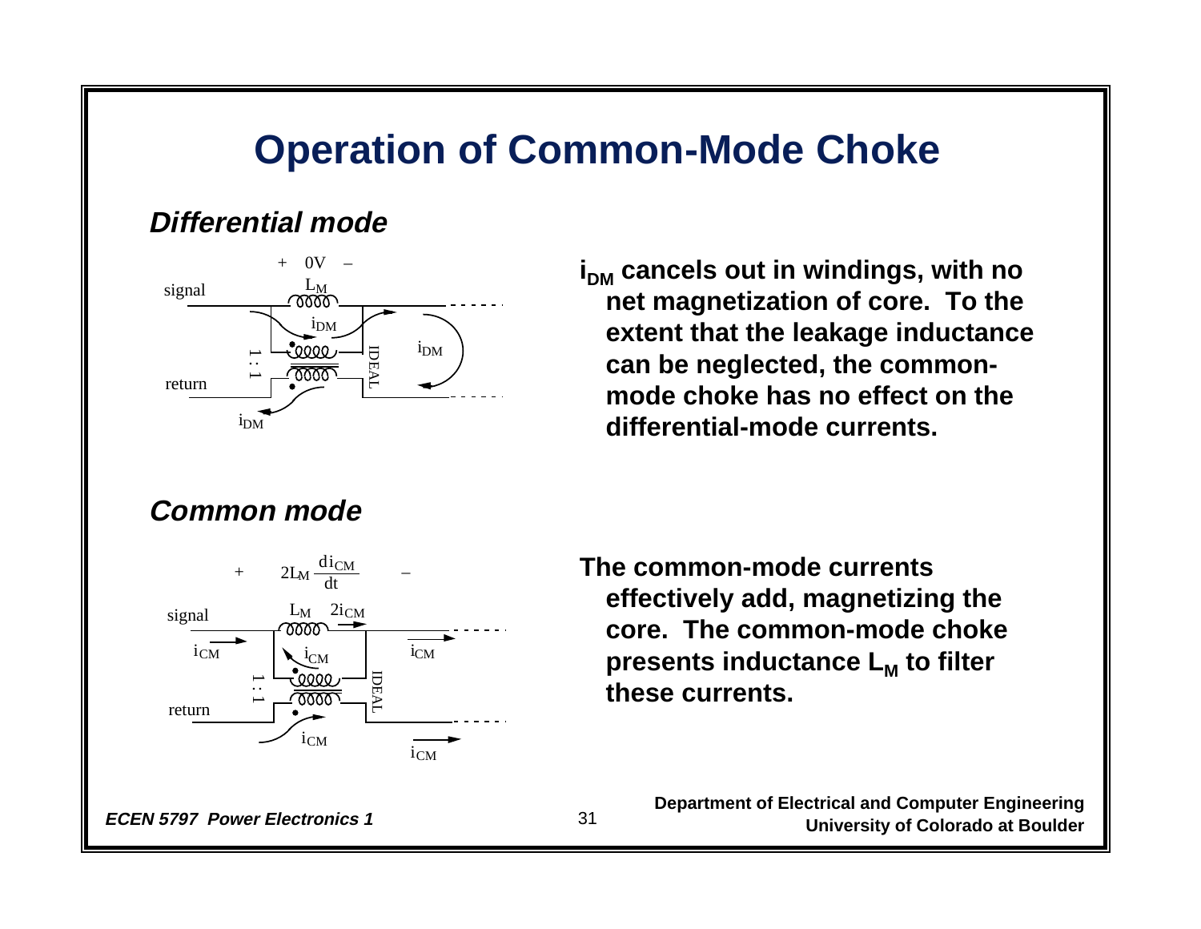# Operation of Common-Mode Choke

### *Differential mode*

$i_{DM}$ **cancels out in windings, with no net magnetization of core. To the extent that the leakage inductance can be neglected, the common-mode choke has no effect on the differential-mode currents.**

### *Common mode*

**The common-mode currents effectively add, magnetizing the core. The common-mode choke presents inductance $L_M$ to filter these currents.**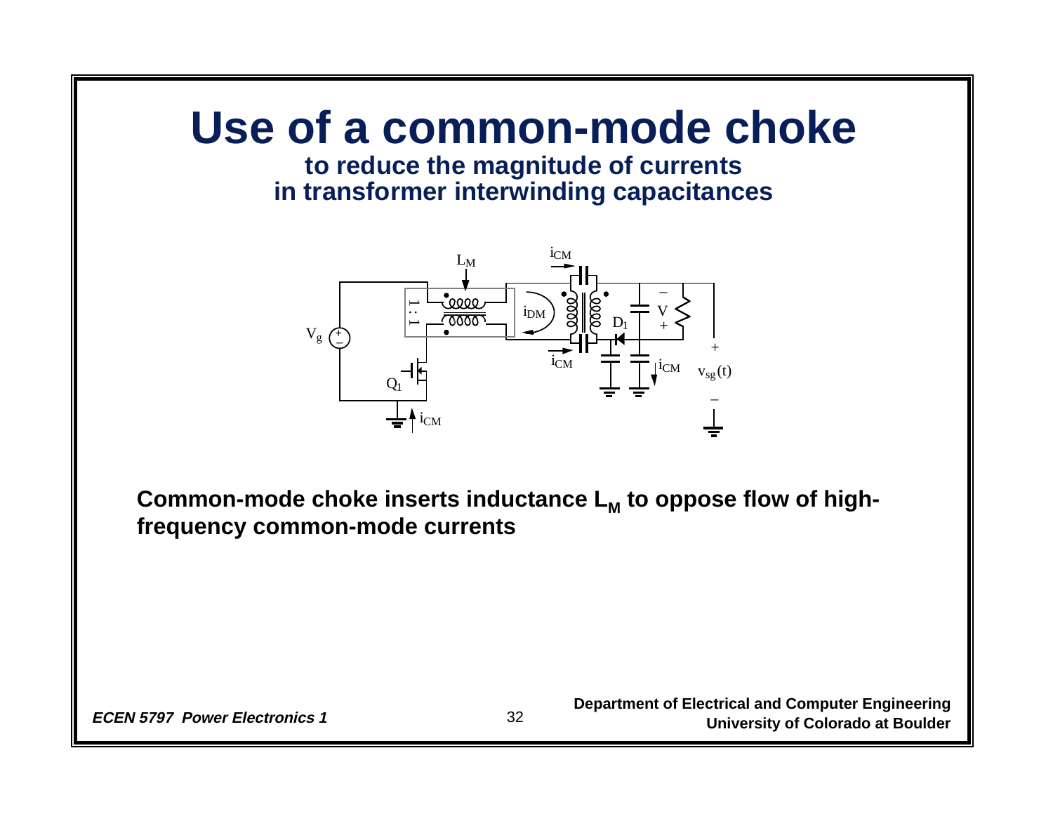# Use of a common-mode choke

**to reduce the magnitude of currents in transformer interwinding capacitances**

**Common-mode choke inserts inductance $L_M$ to oppose flow of high-frequency common-mode currents**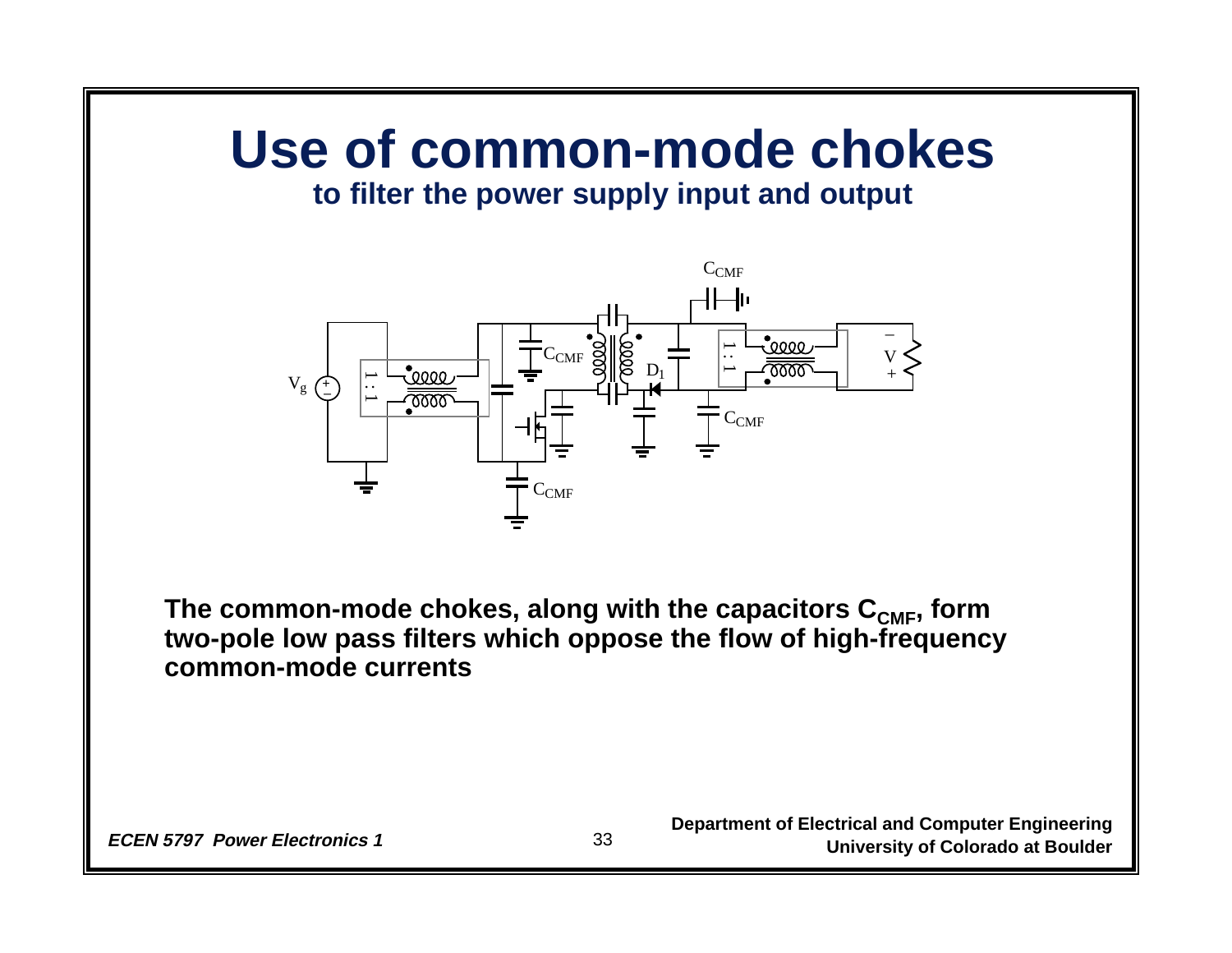# Use of common-mode chokes

## to filter the power supply input and output

**The common-mode chokes, along with the capacitors $C_{CMF}$, form two-pole low pass filters which oppose the flow of high-frequency common-mode currents**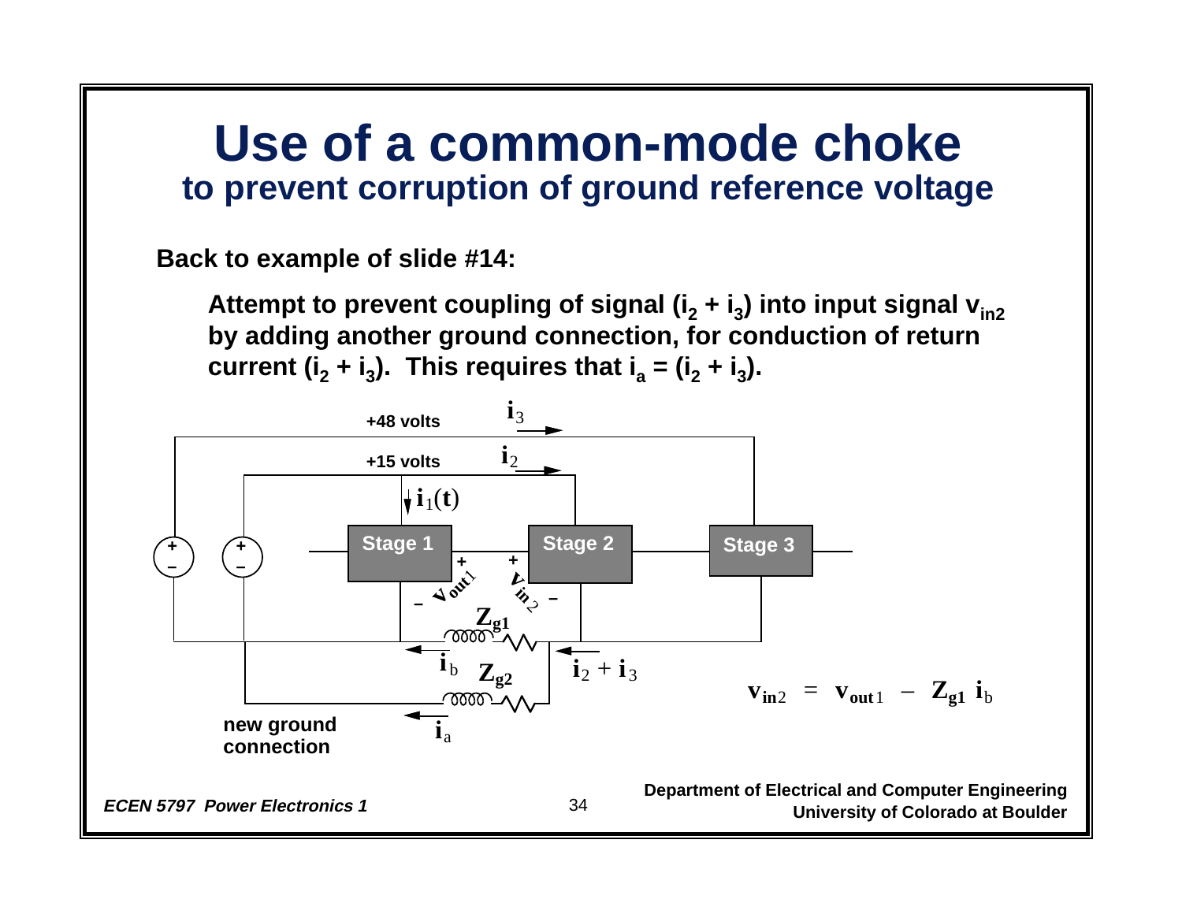# Use of a common-mode choke

## to prevent corruption of ground reference voltage

**Back to example of slide #14:**

**Attempt to prevent coupling of signal ($i_2 + i_3$) into input signal $v_{in2}$ by adding another ground connection, for conduction of return current ($i_2 + i_3$). This requires that $i_a = (i_2 + i_3)$.**

+48 volts $i_3$

+15 volts $i_2$

$i_1(t)$

Stage 1 Stage 2 Stage 3

$v_{out1}$ $v_{in2}$

$Z_{g1}$

$i_b$ $Z_{g2}$ $i_2 + i_3$

$i_a$

new ground connection

$$\mathbf{v}_{in2} = \mathbf{v}_{out1} - \mathbf{Z}_{g1}\,\mathbf{i}_b$$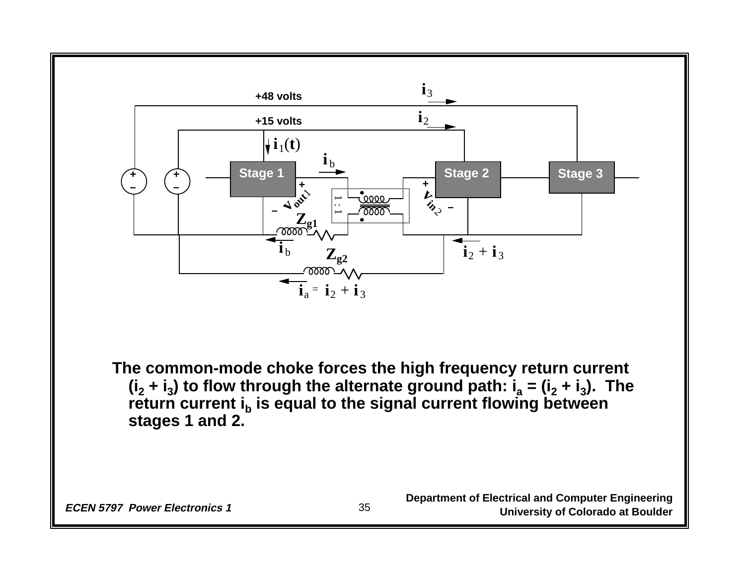The common-mode choke forces the high frequency return current ($i_2 + i_3$) to flow through the alternate ground path: $i_a = (i_2 + i_3)$. The return current $i_b$ is equal to the signal current flowing between stages 1 and 2.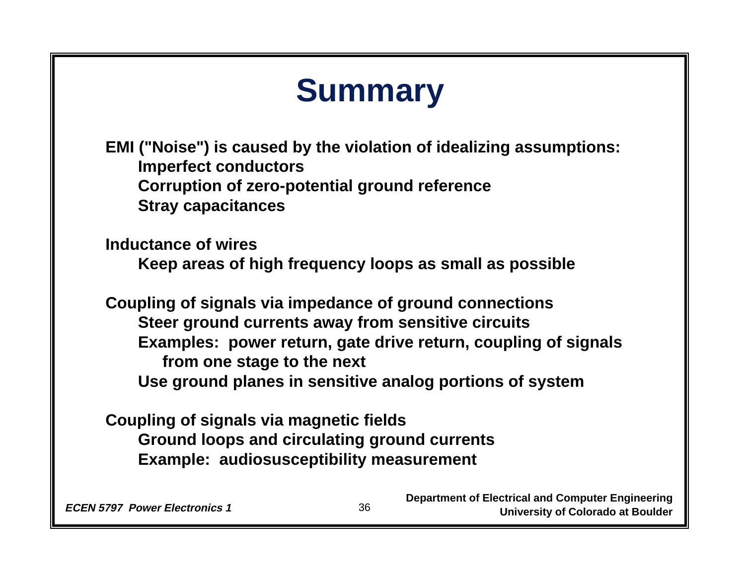# Summary

**EMI ("Noise") is caused by the violation of idealizing assumptions:**

- **Imperfect conductors**
- **Corruption of zero-potential ground reference**
- **Stray capacitances**

**Inductance of wires**

- **Keep areas of high frequency loops as small as possible**

**Coupling of signals via impedance of ground connections**

- **Steer ground currents away from sensitive circuits**
- **Examples: power return, gate drive return, coupling of signals from one stage to the next**
- **Use ground planes in sensitive analog portions of system**

**Coupling of signals via magnetic fields**

- **Ground loops and circulating ground currents**
- **Example: audiosusceptibility measurement**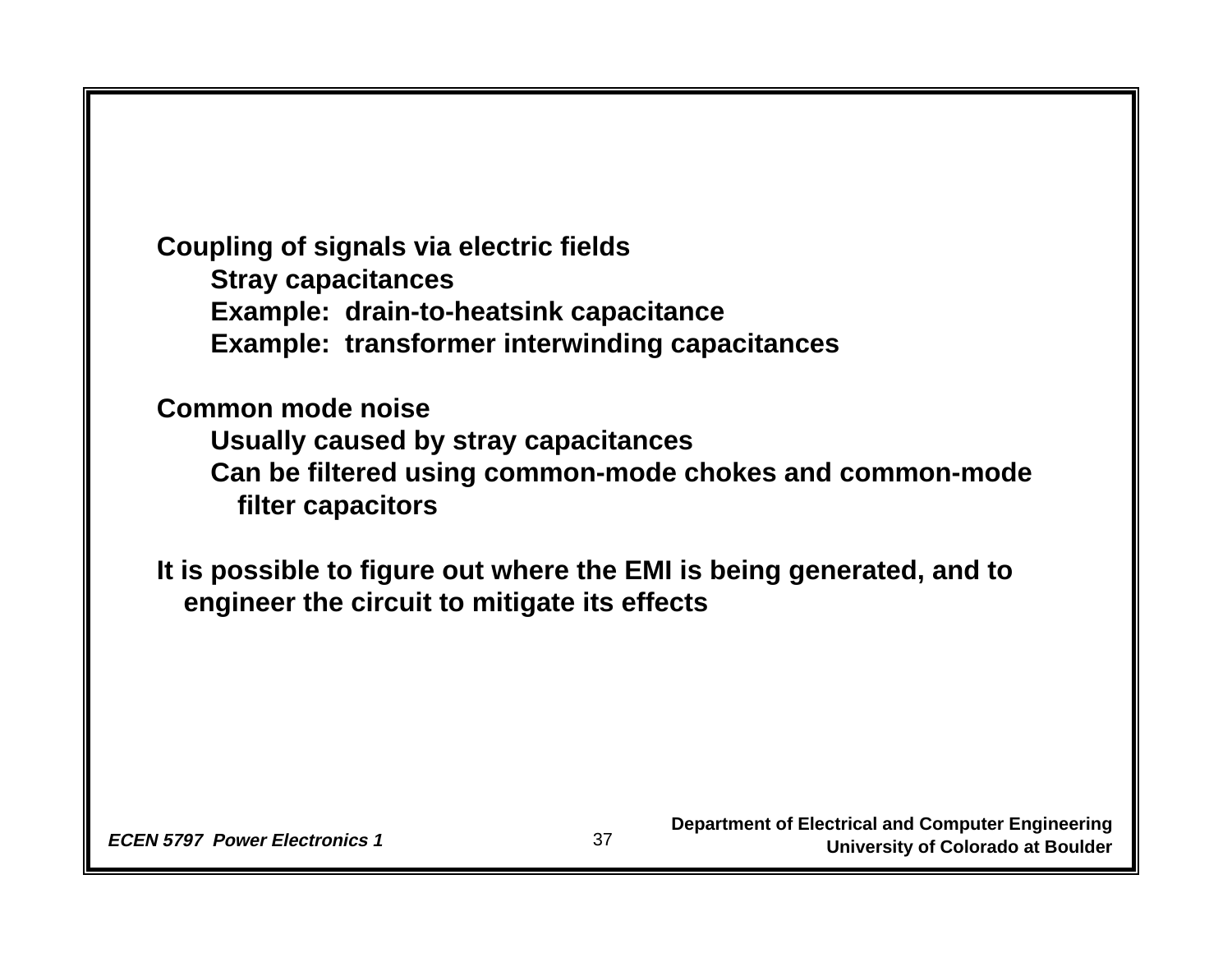**Coupling of signals via electric fields**

- **Stray capacitances**
- **Example: drain-to-heatsink capacitance**
- **Example: transformer interwinding capacitances**

**Common mode noise**

- **Usually caused by stray capacitances**
- **Can be filtered using common-mode chokes and common-mode filter capacitors**

**It is possible to figure out where the EMI is being generated, and to engineer the circuit to mitigate its effects**